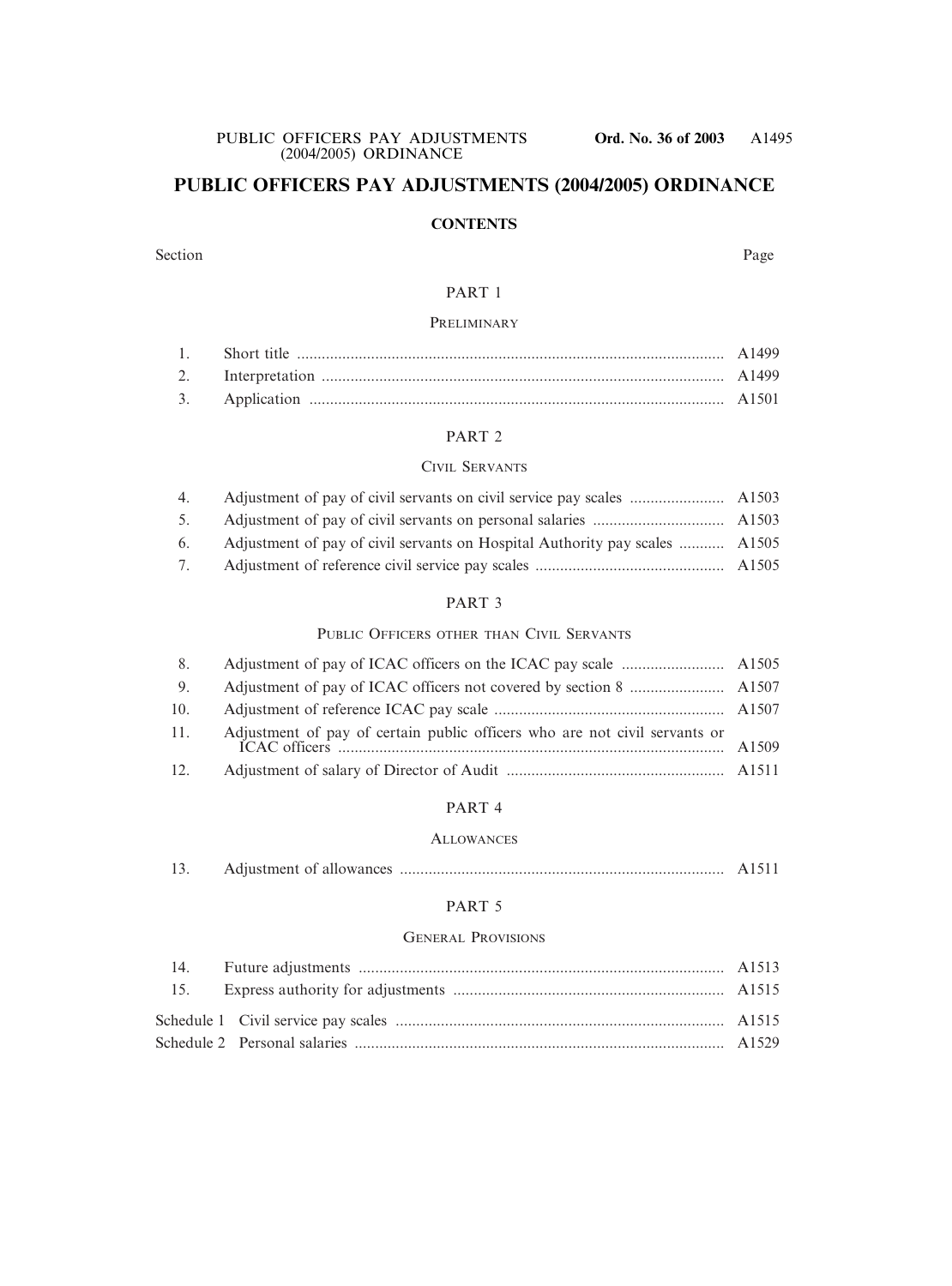# PUBLIC OFFICERS PAY ADJUSTMENTS (2004/2005) ORDINANCE

## CONTENTS

| Section | | Page |
|---|---|---|
| | **PART 1** | |
| | PRELIMINARY | |
| 1. | Short title | A1499 |
| 2. | Interpretation | A1499 |
| 3. | Application | A1501 |
| | **PART 2** | |
| | CIVIL SERVANTS | |
| 4. | Adjustment of pay of civil servants on civil service pay scales | A1503 |
| 5. | Adjustment of pay of civil servants on personal salaries | A1503 |
| 6. | Adjustment of pay of civil servants on Hospital Authority pay scales | A1505 |
| 7. | Adjustment of reference civil service pay scales | A1505 |
| | **PART 3** | |
| | PUBLIC OFFICERS OTHER THAN CIVIL SERVANTS | |
| 8. | Adjustment of pay of ICAC officers on the ICAC pay scale | A1505 |
| 9. | Adjustment of pay of ICAC officers not covered by section 8 | A1507 |
| 10. | Adjustment of reference ICAC pay scale | A1507 |
| 11. | Adjustment of pay of certain public officers who are not civil servants or ICAC officers | A1509 |
| 12. | Adjustment of salary of Director of Audit | A1511 |
| | **PART 4** | |
| | ALLOWANCES | |
| 13. | Adjustment of allowances | A1511 |
| | **PART 5** | |
| | GENERAL PROVISIONS | |
| 14. | Future adjustments | A1513 |
| 15. | Express authority for adjustments | A1515 |
| Schedule 1 | Civil service pay scales | A1515 |
| Schedule 2 | Personal salaries | A1529 |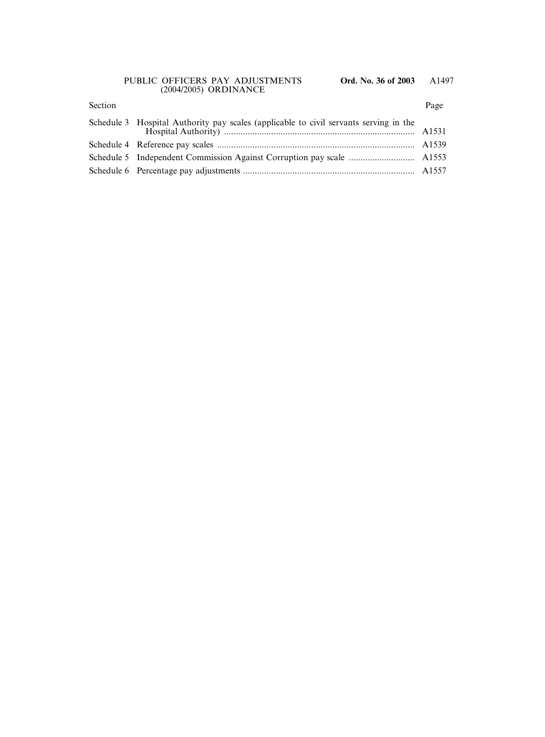| Section | | Page |
|---|---|---|
| Schedule 3 | Hospital Authority pay scales (applicable to civil servants serving in the Hospital Authority) | A1531 |
| Schedule 4 | Reference pay scales | A1539 |
| Schedule 5 | Independent Commission Against Corruption pay scale | A1553 |
| Schedule 6 | Percentage pay adjustments | A1557 |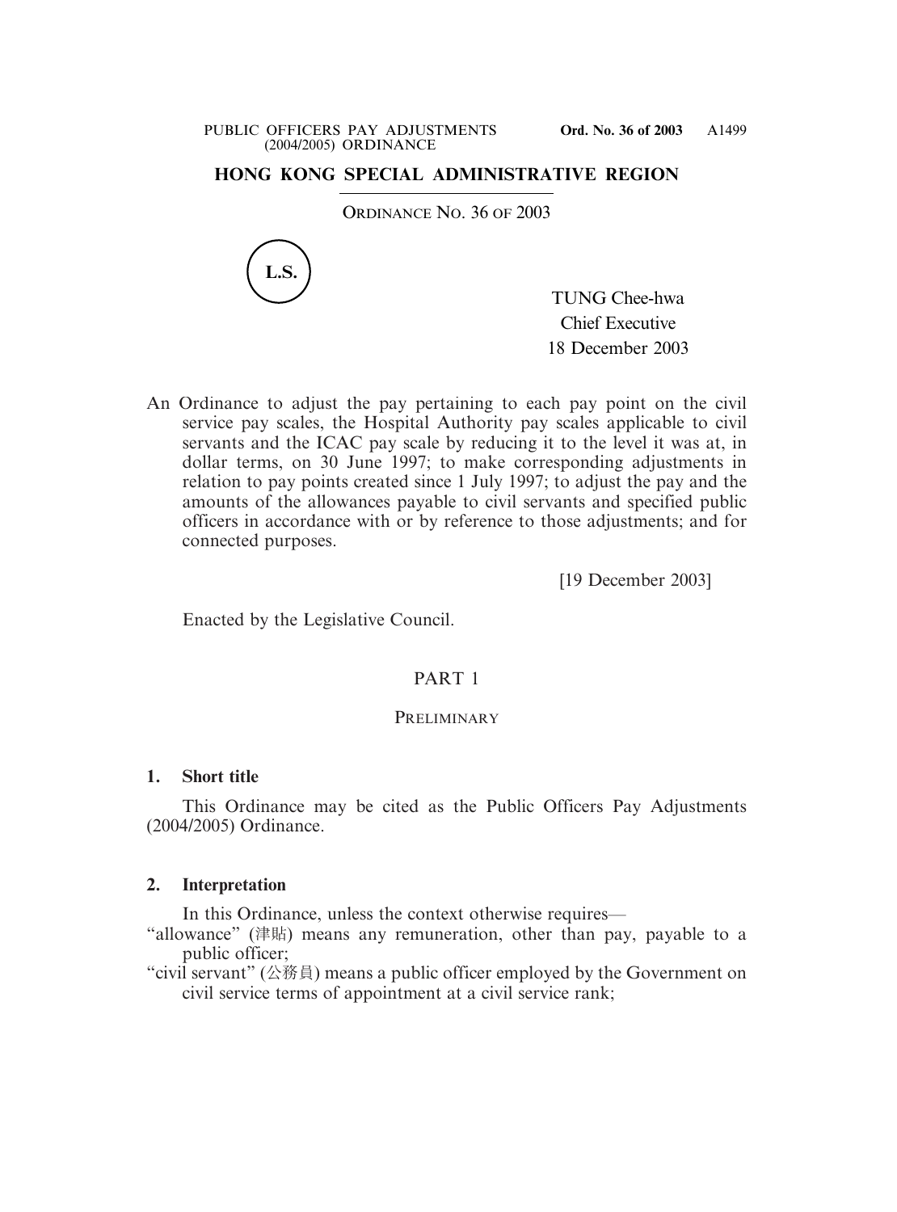# HONG KONG SPECIAL ADMINISTRATIVE REGION

ORDINANCE NO. 36 OF 2003

L.S.

TUNG Chee-hwa
Chief Executive
18 December 2003

An Ordinance to adjust the pay pertaining to each pay point on the civil service pay scales, the Hospital Authority pay scales applicable to civil servants and the ICAC pay scale by reducing it to the level it was at, in dollar terms, on 30 June 1997; to make corresponding adjustments in relation to pay points created since 1 July 1997; to adjust the pay and the amounts of the allowances payable to civil servants and specified public officers in accordance with or by reference to those adjustments; and for connected purposes.

[19 December 2003]

Enacted by the Legislative Council.

## PART 1

### PRELIMINARY

**1. Short title**

This Ordinance may be cited as the Public Officers Pay Adjustments (2004/2005) Ordinance.

**2. Interpretation**

In this Ordinance, unless the context otherwise requires—

"allowance" (津貼) means any remuneration, other than pay, payable to a public officer;

"civil servant" (公務員) means a public officer employed by the Government on civil service terms of appointment at a civil service rank;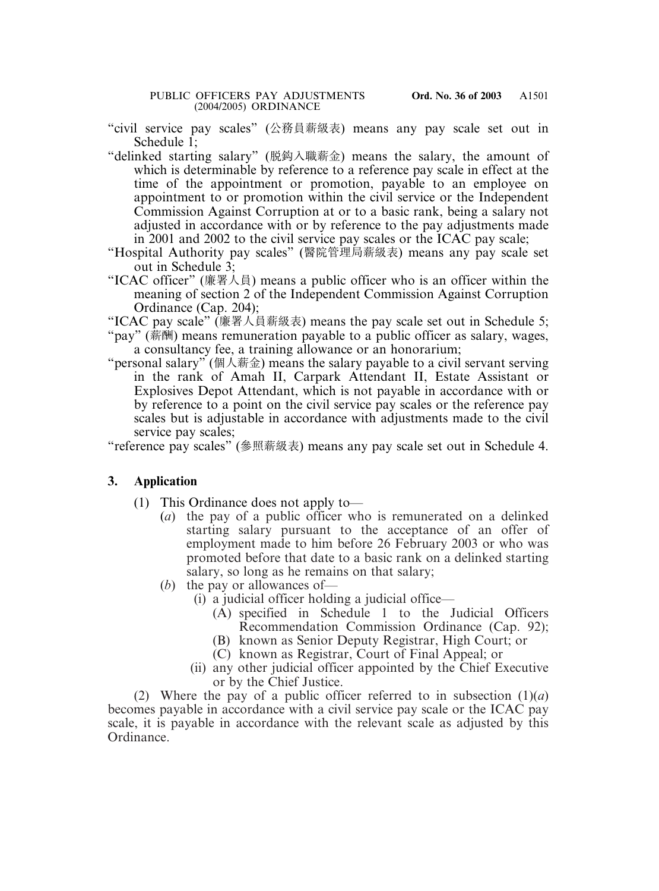"civil service pay scales" (公務員薪級表) means any pay scale set out in Schedule 1;

"delinked starting salary" (脱鈎入職薪金) means the salary, the amount of which is determinable by reference to a reference pay scale in effect at the time of the appointment or promotion, payable to an employee on appointment to or promotion within the civil service or the Independent Commission Against Corruption at or to a basic rank, being a salary not adjusted in accordance with or by reference to the pay adjustments made in 2001 and 2002 to the civil service pay scales or the ICAC pay scale;

"Hospital Authority pay scales" (醫院管理局薪級表) means any pay scale set out in Schedule 3;

"ICAC officer" (廉署人員) means a public officer who is an officer within the meaning of section 2 of the Independent Commission Against Corruption Ordinance (Cap. 204);

"ICAC pay scale" (廉署人員薪級表) means the pay scale set out in Schedule 5;

"pay" (薪酬) means remuneration payable to a public officer as salary, wages, a consultancy fee, a training allowance or an honorarium;

"personal salary" (個人薪金) means the salary payable to a civil servant serving in the rank of Amah II, Carpark Attendant II, Estate Assistant or Explosives Depot Attendant, which is not payable in accordance with or by reference to a point on the civil service pay scales or the reference pay scales but is adjustable in accordance with adjustments made to the civil service pay scales;

"reference pay scales" (參照薪級表) means any pay scale set out in Schedule 4.

### 3. Application

(1) This Ordinance does not apply to—

(*a*) the pay of a public officer who is remunerated on a delinked starting salary pursuant to the acceptance of an offer of employment made to him before 26 February 2003 or who was promoted before that date to a basic rank on a delinked starting salary, so long as he remains on that salary;

(*b*) the pay or allowances of—

(i) a judicial officer holding a judicial office—

(A) specified in Schedule 1 to the Judicial Officers Recommendation Commission Ordinance (Cap. 92);

(B) known as Senior Deputy Registrar, High Court; or

(C) known as Registrar, Court of Final Appeal; or

(ii) any other judicial officer appointed by the Chief Executive or by the Chief Justice.

(2) Where the pay of a public officer referred to in subsection (1)(*a*) becomes payable in accordance with a civil service pay scale or the ICAC pay scale, it is payable in accordance with the relevant scale as adjusted by this Ordinance.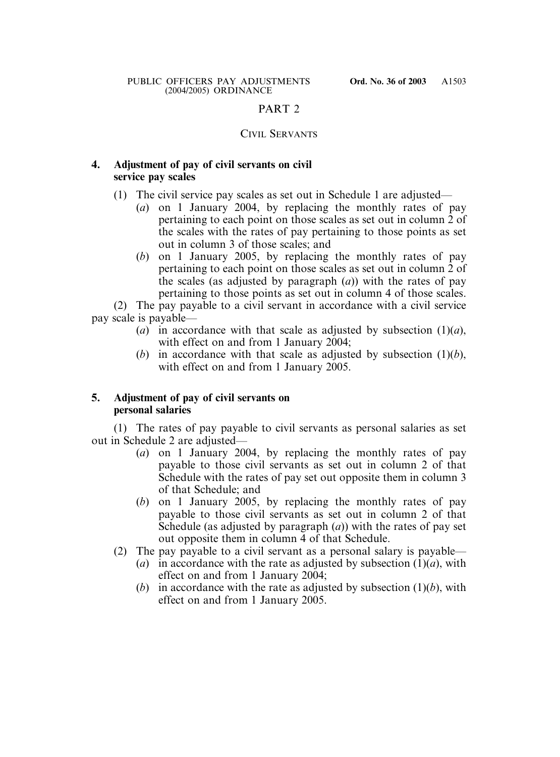## PART 2

### CIVIL SERVANTS

**4. Adjustment of pay of civil servants on civil service pay scales**

(1) The civil service pay scales as set out in Schedule 1 are adjusted—

(*a*) on 1 January 2004, by replacing the monthly rates of pay pertaining to each point on those scales as set out in column 2 of the scales with the rates of pay pertaining to those points as set out in column 3 of those scales; and

(*b*) on 1 January 2005, by replacing the monthly rates of pay pertaining to each point on those scales as set out in column 2 of the scales (as adjusted by paragraph (*a*)) with the rates of pay pertaining to those points as set out in column 4 of those scales.

(2) The pay payable to a civil servant in accordance with a civil service pay scale is payable—

(*a*) in accordance with that scale as adjusted by subsection (1)(*a*), with effect on and from 1 January 2004;

(*b*) in accordance with that scale as adjusted by subsection (1)(*b*), with effect on and from 1 January 2005.

**5. Adjustment of pay of civil servants on personal salaries**

(1) The rates of pay payable to civil servants as personal salaries as set out in Schedule 2 are adjusted—

(*a*) on 1 January 2004, by replacing the monthly rates of pay payable to those civil servants as set out in column 2 of that Schedule with the rates of pay set out opposite them in column 3 of that Schedule; and

(*b*) on 1 January 2005, by replacing the monthly rates of pay payable to those civil servants as set out in column 2 of that Schedule (as adjusted by paragraph (*a*)) with the rates of pay set out opposite them in column 4 of that Schedule.

(2) The pay payable to a civil servant as a personal salary is payable—

(*a*) in accordance with the rate as adjusted by subsection (1)(*a*), with effect on and from 1 January 2004;

(*b*) in accordance with the rate as adjusted by subsection (1)(*b*), with effect on and from 1 January 2005.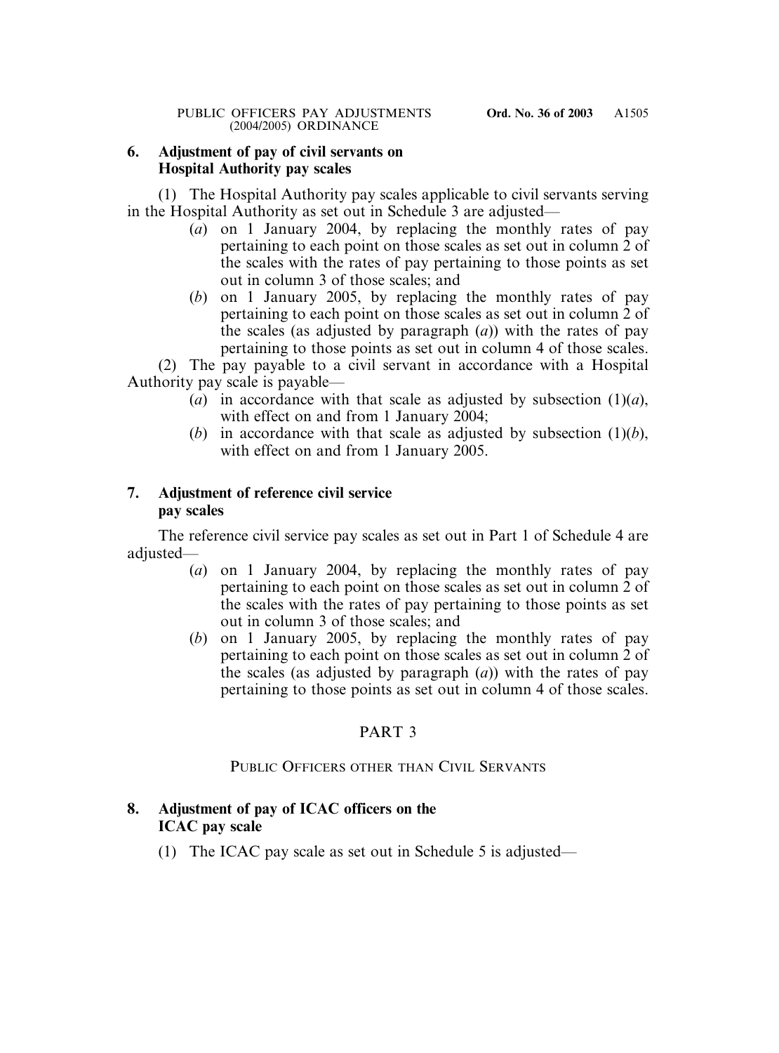**6. Adjustment of pay of civil servants on Hospital Authority pay scales**

(1) The Hospital Authority pay scales applicable to civil servants serving in the Hospital Authority as set out in Schedule 3 are adjusted—

- (*a*) on 1 January 2004, by replacing the monthly rates of pay pertaining to each point on those scales as set out in column 2 of the scales with the rates of pay pertaining to those points as set out in column 3 of those scales; and
- (*b*) on 1 January 2005, by replacing the monthly rates of pay pertaining to each point on those scales as set out in column 2 of the scales (as adjusted by paragraph (*a*)) with the rates of pay pertaining to those points as set out in column 4 of those scales.

(2) The pay payable to a civil servant in accordance with a Hospital Authority pay scale is payable—

- (*a*) in accordance with that scale as adjusted by subsection (1)(*a*), with effect on and from 1 January 2004;
- (*b*) in accordance with that scale as adjusted by subsection (1)(*b*), with effect on and from 1 January 2005.

**7. Adjustment of reference civil service pay scales**

The reference civil service pay scales as set out in Part 1 of Schedule 4 are adjusted—

- (*a*) on 1 January 2004, by replacing the monthly rates of pay pertaining to each point on those scales as set out in column 2 of the scales with the rates of pay pertaining to those points as set out in column 3 of those scales; and
- (*b*) on 1 January 2005, by replacing the monthly rates of pay pertaining to each point on those scales as set out in column 2 of the scales (as adjusted by paragraph (*a*)) with the rates of pay pertaining to those points as set out in column 4 of those scales.

## PART 3

### PUBLIC OFFICERS OTHER THAN CIVIL SERVANTS

**8. Adjustment of pay of ICAC officers on the ICAC pay scale**

(1) The ICAC pay scale as set out in Schedule 5 is adjusted—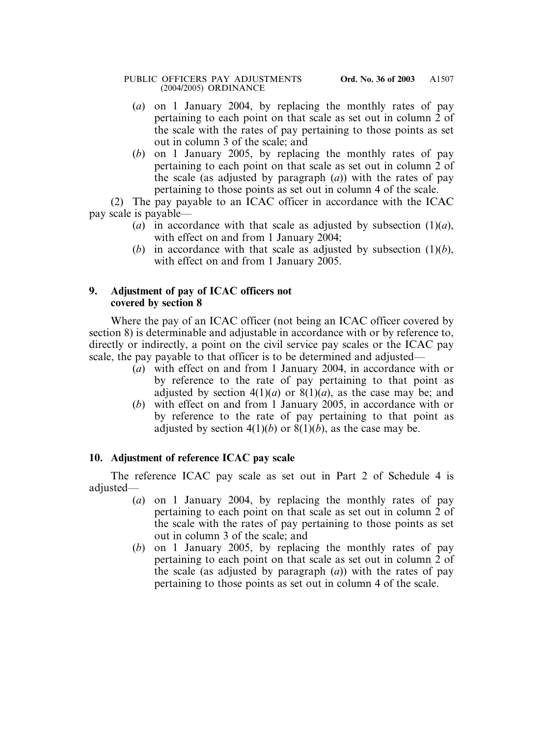(*a*) on 1 January 2004, by replacing the monthly rates of pay pertaining to each point on that scale as set out in column 2 of the scale with the rates of pay pertaining to those points as set out in column 3 of the scale; and

(*b*) on 1 January 2005, by replacing the monthly rates of pay pertaining to each point on that scale as set out in column 2 of the scale (as adjusted by paragraph (*a*)) with the rates of pay pertaining to those points as set out in column 4 of the scale.

(2) The pay payable to an ICAC officer in accordance with the ICAC pay scale is payable—

(*a*) in accordance with that scale as adjusted by subsection (1)(*a*), with effect on and from 1 January 2004;

(*b*) in accordance with that scale as adjusted by subsection (1)(*b*), with effect on and from 1 January 2005.

**9. Adjustment of pay of ICAC officers not covered by section 8**

Where the pay of an ICAC officer (not being an ICAC officer covered by section 8) is determinable and adjustable in accordance with or by reference to, directly or indirectly, a point on the civil service pay scales or the ICAC pay scale, the pay payable to that officer is to be determined and adjusted—

(*a*) with effect on and from 1 January 2004, in accordance with or by reference to the rate of pay pertaining to that point as adjusted by section 4(1)(*a*) or 8(1)(*a*), as the case may be; and

(*b*) with effect on and from 1 January 2005, in accordance with or by reference to the rate of pay pertaining to that point as adjusted by section 4(1)(*b*) or 8(1)(*b*), as the case may be.

**10. Adjustment of reference ICAC pay scale**

The reference ICAC pay scale as set out in Part 2 of Schedule 4 is adjusted—

(*a*) on 1 January 2004, by replacing the monthly rates of pay pertaining to each point on that scale as set out in column 2 of the scale with the rates of pay pertaining to those points as set out in column 3 of the scale; and

(*b*) on 1 January 2005, by replacing the monthly rates of pay pertaining to each point on that scale as set out in column 2 of the scale (as adjusted by paragraph (*a*)) with the rates of pay pertaining to those points as set out in column 4 of the scale.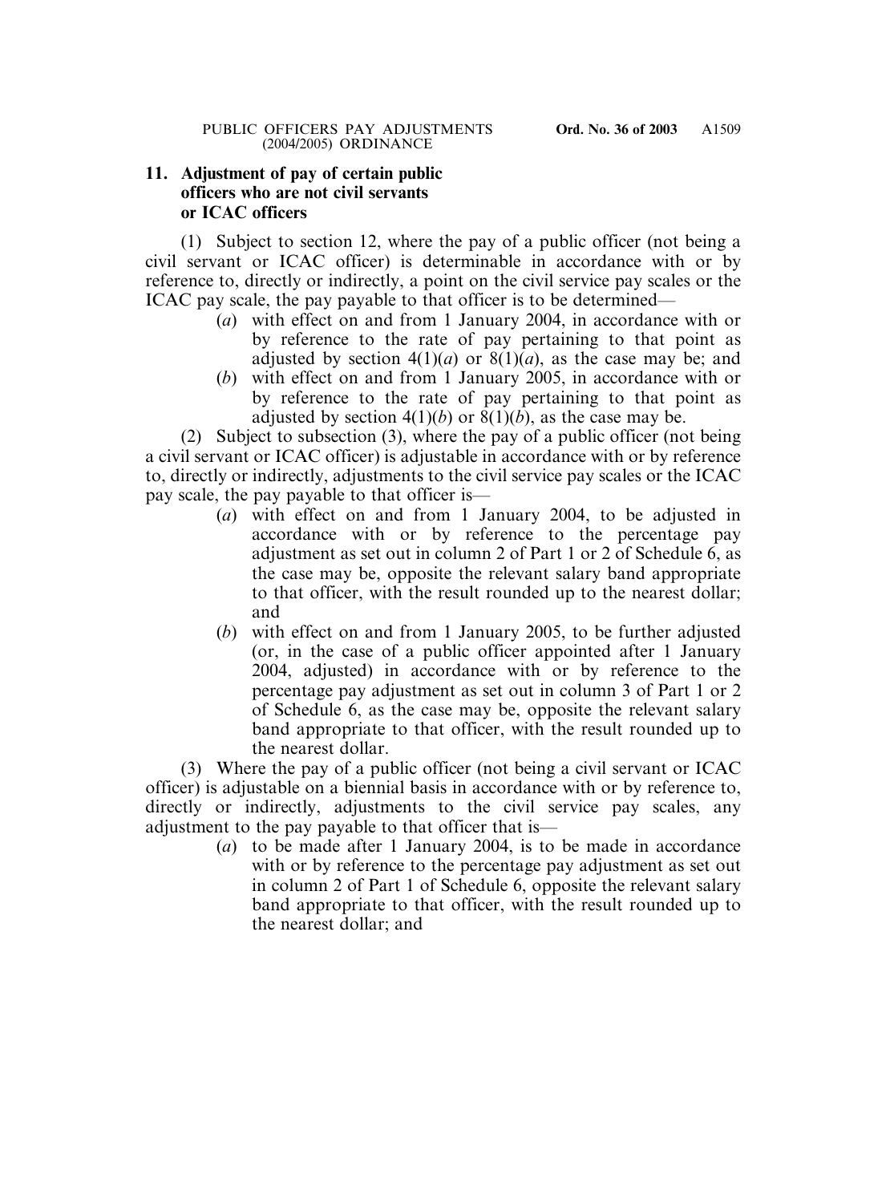## 11. Adjustment of pay of certain public officers who are not civil servants or ICAC officers

(1) Subject to section 12, where the pay of a public officer (not being a civil servant or ICAC officer) is determinable in accordance with or by reference to, directly or indirectly, a point on the civil service pay scales or the ICAC pay scale, the pay payable to that officer is to be determined—

- (*a*) with effect on and from 1 January 2004, in accordance with or by reference to the rate of pay pertaining to that point as adjusted by section 4(1)(*a*) or 8(1)(*a*), as the case may be; and
- (*b*) with effect on and from 1 January 2005, in accordance with or by reference to the rate of pay pertaining to that point as adjusted by section 4(1)(*b*) or 8(1)(*b*), as the case may be.

(2) Subject to subsection (3), where the pay of a public officer (not being a civil servant or ICAC officer) is adjustable in accordance with or by reference to, directly or indirectly, adjustments to the civil service pay scales or the ICAC pay scale, the pay payable to that officer is—

- (*a*) with effect on and from 1 January 2004, to be adjusted in accordance with or by reference to the percentage pay adjustment as set out in column 2 of Part 1 or 2 of Schedule 6, as the case may be, opposite the relevant salary band appropriate to that officer, with the result rounded up to the nearest dollar; and
- (*b*) with effect on and from 1 January 2005, to be further adjusted (or, in the case of a public officer appointed after 1 January 2004, adjusted) in accordance with or by reference to the percentage pay adjustment as set out in column 3 of Part 1 or 2 of Schedule 6, as the case may be, opposite the relevant salary band appropriate to that officer, with the result rounded up to the nearest dollar.

(3) Where the pay of a public officer (not being a civil servant or ICAC officer) is adjustable on a biennial basis in accordance with or by reference to, directly or indirectly, adjustments to the civil service pay scales, any adjustment to the pay payable to that officer that is—

- (*a*) to be made after 1 January 2004, is to be made in accordance with or by reference to the percentage pay adjustment as set out in column 2 of Part 1 of Schedule 6, opposite the relevant salary band appropriate to that officer, with the result rounded up to the nearest dollar; and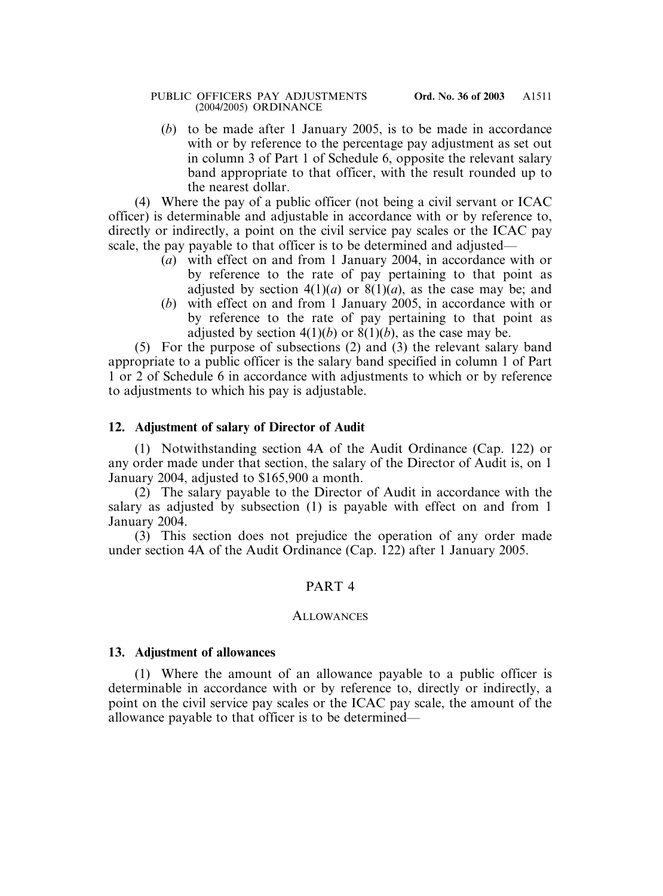(*b*) to be made after 1 January 2005, is to be made in accordance with or by reference to the percentage pay adjustment as set out in column 3 of Part 1 of Schedule 6, opposite the relevant salary band appropriate to that officer, with the result rounded up to the nearest dollar.

(4) Where the pay of a public officer (not being a civil servant or ICAC officer) is determinable and adjustable in accordance with or by reference to, directly or indirectly, a point on the civil service pay scales or the ICAC pay scale, the pay payable to that officer is to be determined and adjusted—

(*a*) with effect on and from 1 January 2004, in accordance with or by reference to the rate of pay pertaining to that point as adjusted by section 4(1)(*a*) or 8(1)(*a*), as the case may be; and

(*b*) with effect on and from 1 January 2005, in accordance with or by reference to the rate of pay pertaining to that point as adjusted by section 4(1)(*b*) or 8(1)(*b*), as the case may be.

(5) For the purpose of subsections (2) and (3) the relevant salary band appropriate to a public officer is the salary band specified in column 1 of Part 1 or 2 of Schedule 6 in accordance with adjustments to which or by reference to adjustments to which his pay is adjustable.

**12. Adjustment of salary of Director of Audit**

(1) Notwithstanding section 4A of the Audit Ordinance (Cap. 122) or any order made under that section, the salary of the Director of Audit is, on 1 January 2004, adjusted to $165,900 a month.

(2) The salary payable to the Director of Audit in accordance with the salary as adjusted by subsection (1) is payable with effect on and from 1 January 2004.

(3) This section does not prejudice the operation of any order made under section 4A of the Audit Ordinance (Cap. 122) after 1 January 2005.

## PART 4

### ALLOWANCES

**13. Adjustment of allowances**

(1) Where the amount of an allowance payable to a public officer is determinable in accordance with or by reference to, directly or indirectly, a point on the civil service pay scales or the ICAC pay scale, the amount of the allowance payable to that officer is to be determined—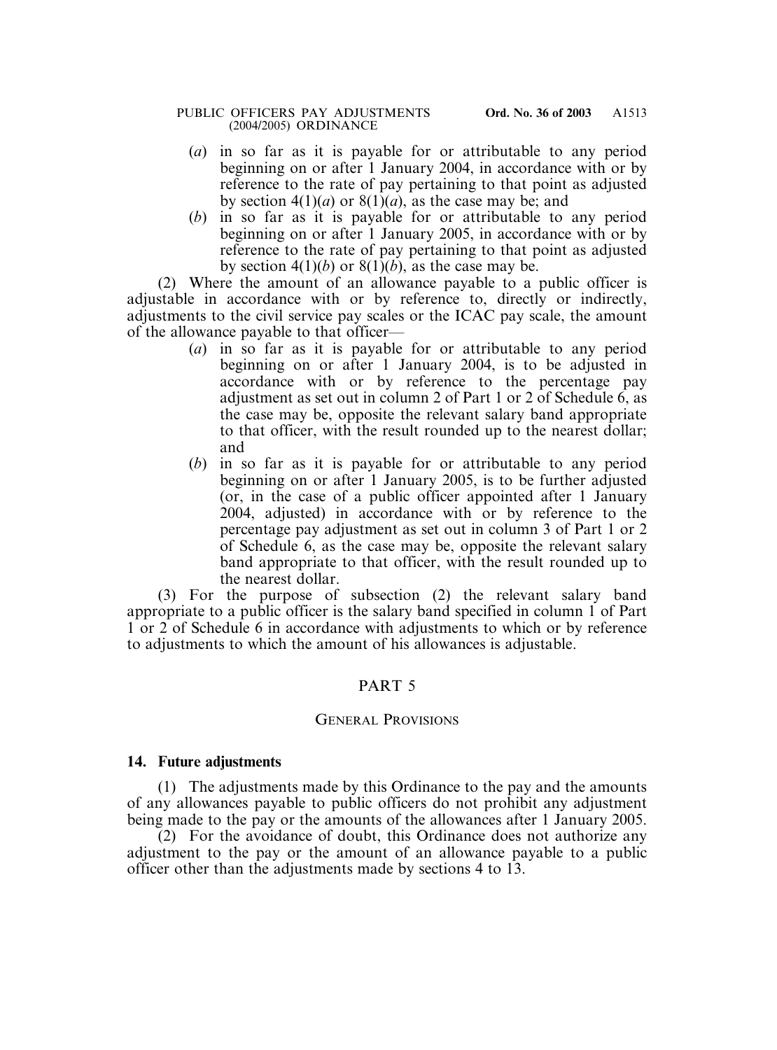(*a*) in so far as it is payable for or attributable to any period beginning on or after 1 January 2004, in accordance with or by reference to the rate of pay pertaining to that point as adjusted by section 4(1)(*a*) or 8(1)(*a*), as the case may be; and

(*b*) in so far as it is payable for or attributable to any period beginning on or after 1 January 2005, in accordance with or by reference to the rate of pay pertaining to that point as adjusted by section 4(1)(*b*) or 8(1)(*b*), as the case may be.

(2) Where the amount of an allowance payable to a public officer is adjustable in accordance with or by reference to, directly or indirectly, adjustments to the civil service pay scales or the ICAC pay scale, the amount of the allowance payable to that officer—

(*a*) in so far as it is payable for or attributable to any period beginning on or after 1 January 2004, is to be adjusted in accordance with or by reference to the percentage pay adjustment as set out in column 2 of Part 1 or 2 of Schedule 6, as the case may be, opposite the relevant salary band appropriate to that officer, with the result rounded up to the nearest dollar; and

(*b*) in so far as it is payable for or attributable to any period beginning on or after 1 January 2005, is to be further adjusted (or, in the case of a public officer appointed after 1 January 2004, adjusted) in accordance with or by reference to the percentage pay adjustment as set out in column 3 of Part 1 or 2 of Schedule 6, as the case may be, opposite the relevant salary band appropriate to that officer, with the result rounded up to the nearest dollar.

(3) For the purpose of subsection (2) the relevant salary band appropriate to a public officer is the salary band specified in column 1 of Part 1 or 2 of Schedule 6 in accordance with adjustments to which or by reference to adjustments to which the amount of his allowances is adjustable.

## PART 5

## GENERAL PROVISIONS

**14. Future adjustments**

(1) The adjustments made by this Ordinance to the pay and the amounts of any allowances payable to public officers do not prohibit any adjustment being made to the pay or the amounts of the allowances after 1 January 2005.

(2) For the avoidance of doubt, this Ordinance does not authorize any adjustment to the pay or the amount of an allowance payable to a public officer other than the adjustments made by sections 4 to 13.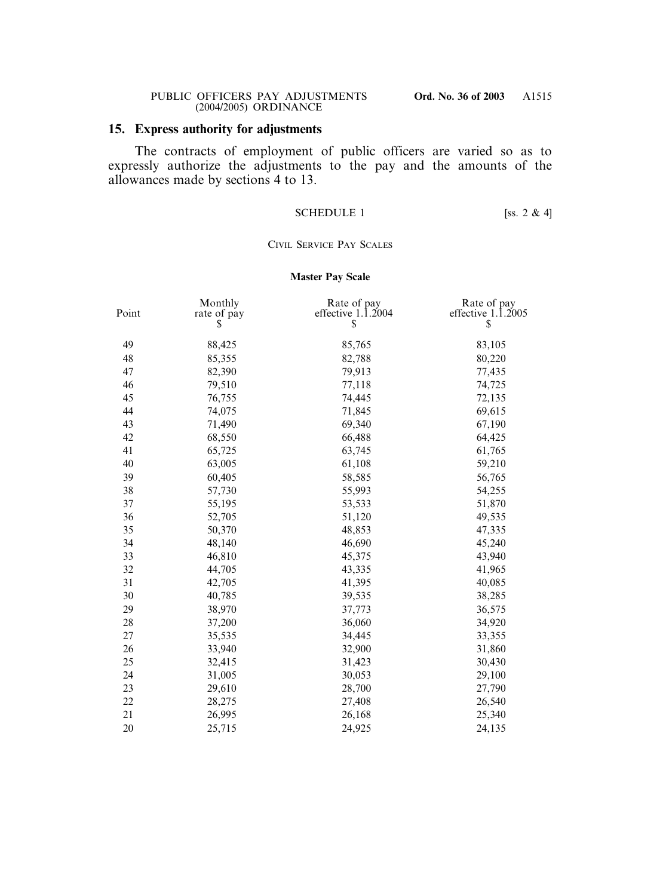## 15. Express authority for adjustments

The contracts of employment of public officers are varied so as to expressly authorize the adjustments to the pay and the amounts of the allowances made by sections 4 to 13.

SCHEDULE 1 [ss. 2 & 4]

CIVIL SERVICE PAY SCALES

**Master Pay Scale**

| Point | Monthly rate of pay $ | Rate of pay effective 1.1.2004 $ | Rate of pay effective 1.1.2005 $ |
|---|---|---|---|
| 49 | 88,425 | 85,765 | 83,105 |
| 48 | 85,355 | 82,788 | 80,220 |
| 47 | 82,390 | 79,913 | 77,435 |
| 46 | 79,510 | 77,118 | 74,725 |
| 45 | 76,755 | 74,445 | 72,135 |
| 44 | 74,075 | 71,845 | 69,615 |
| 43 | 71,490 | 69,340 | 67,190 |
| 42 | 68,550 | 66,488 | 64,425 |
| 41 | 65,725 | 63,745 | 61,765 |
| 40 | 63,005 | 61,108 | 59,210 |
| 39 | 60,405 | 58,585 | 56,765 |
| 38 | 57,730 | 55,993 | 54,255 |
| 37 | 55,195 | 53,533 | 51,870 |
| 36 | 52,705 | 51,120 | 49,535 |
| 35 | 50,370 | 48,853 | 47,335 |
| 34 | 48,140 | 46,690 | 45,240 |
| 33 | 46,810 | 45,375 | 43,940 |
| 32 | 44,705 | 43,335 | 41,965 |
| 31 | 42,705 | 41,395 | 40,085 |
| 30 | 40,785 | 39,535 | 38,285 |
| 29 | 38,970 | 37,773 | 36,575 |
| 28 | 37,200 | 36,060 | 34,920 |
| 27 | 35,535 | 34,445 | 33,355 |
| 26 | 33,940 | 32,900 | 31,860 |
| 25 | 32,415 | 31,423 | 30,430 |
| 24 | 31,005 | 30,053 | 29,100 |
| 23 | 29,610 | 28,700 | 27,790 |
| 22 | 28,275 | 27,408 | 26,540 |
| 21 | 26,995 | 26,168 | 25,340 |
| 20 | 25,715 | 24,925 | 24,135 |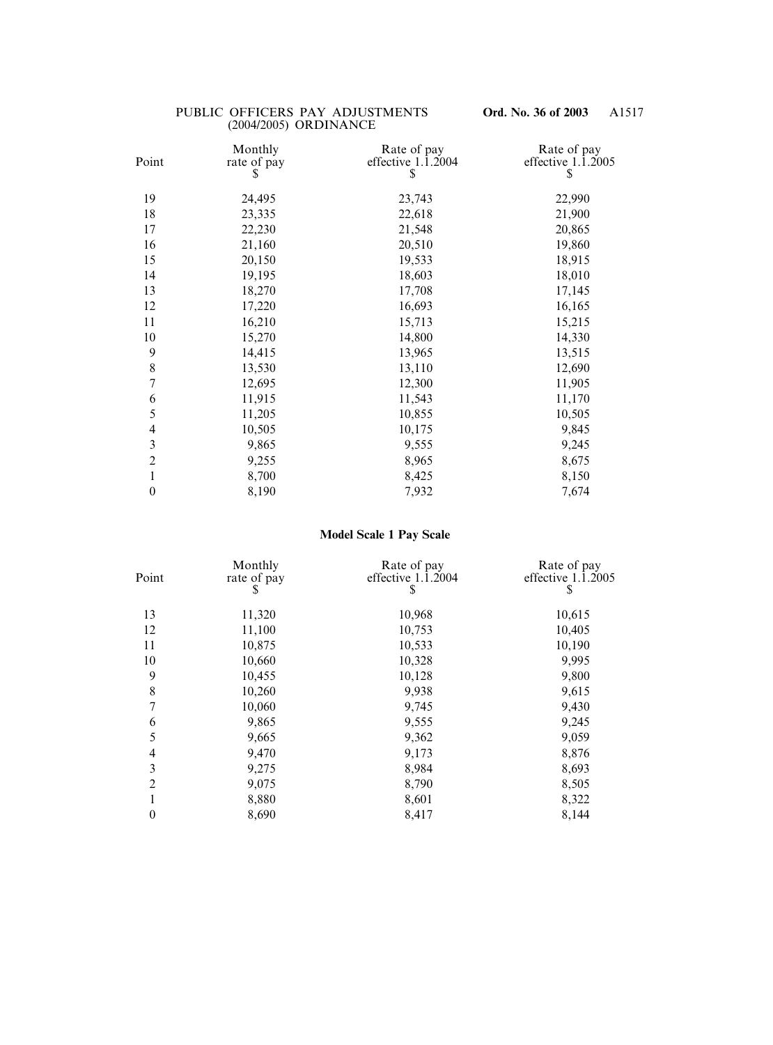| Point | Monthly rate of pay $ | Rate of pay effective 1.1.2004 $ | Rate of pay effective 1.1.2005 $ |
|---|---|---|---|
| 19 | 24,495 | 23,743 | 22,990 |
| 18 | 23,335 | 22,618 | 21,900 |
| 17 | 22,230 | 21,548 | 20,865 |
| 16 | 21,160 | 20,510 | 19,860 |
| 15 | 20,150 | 19,533 | 18,915 |
| 14 | 19,195 | 18,603 | 18,010 |
| 13 | 18,270 | 17,708 | 17,145 |
| 12 | 17,220 | 16,693 | 16,165 |
| 11 | 16,210 | 15,713 | 15,215 |
| 10 | 15,270 | 14,800 | 14,330 |
| 9 | 14,415 | 13,965 | 13,515 |
| 8 | 13,530 | 13,110 | 12,690 |
| 7 | 12,695 | 12,300 | 11,905 |
| 6 | 11,915 | 11,543 | 11,170 |
| 5 | 11,205 | 10,855 | 10,505 |
| 4 | 10,505 | 10,175 | 9,845 |
| 3 | 9,865 | 9,555 | 9,245 |
| 2 | 9,255 | 8,965 | 8,675 |
| 1 | 8,700 | 8,425 | 8,150 |
| 0 | 8,190 | 7,932 | 7,674 |

**Model Scale 1 Pay Scale**

| Point | Monthly rate of pay $ | Rate of pay effective 1.1.2004 $ | Rate of pay effective 1.1.2005 $ |
|---|---|---|---|
| 13 | 11,320 | 10,968 | 10,615 |
| 12 | 11,100 | 10,753 | 10,405 |
| 11 | 10,875 | 10,533 | 10,190 |
| 10 | 10,660 | 10,328 | 9,995 |
| 9 | 10,455 | 10,128 | 9,800 |
| 8 | 10,260 | 9,938 | 9,615 |
| 7 | 10,060 | 9,745 | 9,430 |
| 6 | 9,865 | 9,555 | 9,245 |
| 5 | 9,665 | 9,362 | 9,059 |
| 4 | 9,470 | 9,173 | 8,876 |
| 3 | 9,275 | 8,984 | 8,693 |
| 2 | 9,075 | 8,790 | 8,505 |
| 1 | 8,880 | 8,601 | 8,322 |
| 0 | 8,690 | 8,417 | 8,144 |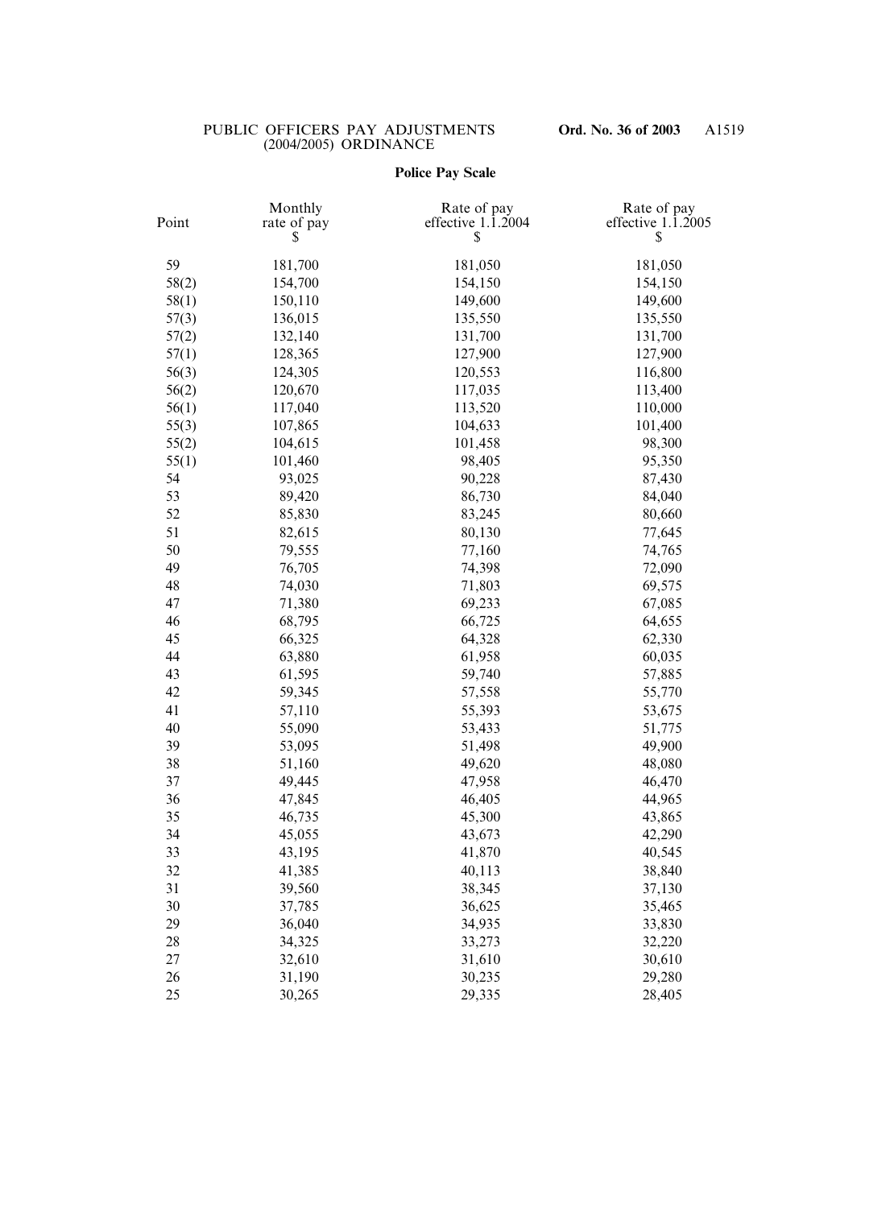## Police Pay Scale

| Point | Monthly rate of pay $ | Rate of pay effective 1.1.2004 $ | Rate of pay effective 1.1.2005 $ |
|---|---|---|---|
| 59 | 181,700 | 181,050 | 181,050 |
| 58(2) | 154,700 | 154,150 | 154,150 |
| 58(1) | 150,110 | 149,600 | 149,600 |
| 57(3) | 136,015 | 135,550 | 135,550 |
| 57(2) | 132,140 | 131,700 | 131,700 |
| 57(1) | 128,365 | 127,900 | 127,900 |
| 56(3) | 124,305 | 120,553 | 116,800 |
| 56(2) | 120,670 | 117,035 | 113,400 |
| 56(1) | 117,040 | 113,520 | 110,000 |
| 55(3) | 107,865 | 104,633 | 101,400 |
| 55(2) | 104,615 | 101,458 | 98,300 |
| 55(1) | 101,460 | 98,405 | 95,350 |
| 54 | 93,025 | 90,228 | 87,430 |
| 53 | 89,420 | 86,730 | 84,040 |
| 52 | 85,830 | 83,245 | 80,660 |
| 51 | 82,615 | 80,130 | 77,645 |
| 50 | 79,555 | 77,160 | 74,765 |
| 49 | 76,705 | 74,398 | 72,090 |
| 48 | 74,030 | 71,803 | 69,575 |
| 47 | 71,380 | 69,233 | 67,085 |
| 46 | 68,795 | 66,725 | 64,655 |
| 45 | 66,325 | 64,328 | 62,330 |
| 44 | 63,880 | 61,958 | 60,035 |
| 43 | 61,595 | 59,740 | 57,885 |
| 42 | 59,345 | 57,558 | 55,770 |
| 41 | 57,110 | 55,393 | 53,675 |
| 40 | 55,090 | 53,433 | 51,775 |
| 39 | 53,095 | 51,498 | 49,900 |
| 38 | 51,160 | 49,620 | 48,080 |
| 37 | 49,445 | 47,958 | 46,470 |
| 36 | 47,845 | 46,405 | 44,965 |
| 35 | 46,735 | 45,300 | 43,865 |
| 34 | 45,055 | 43,673 | 42,290 |
| 33 | 43,195 | 41,870 | 40,545 |
| 32 | 41,385 | 40,113 | 38,840 |
| 31 | 39,560 | 38,345 | 37,130 |
| 30 | 37,785 | 36,625 | 35,465 |
| 29 | 36,040 | 34,935 | 33,830 |
| 28 | 34,325 | 33,273 | 32,220 |
| 27 | 32,610 | 31,610 | 30,610 |
| 26 | 31,190 | 30,235 | 29,280 |
| 25 | 30,265 | 29,335 | 28,405 |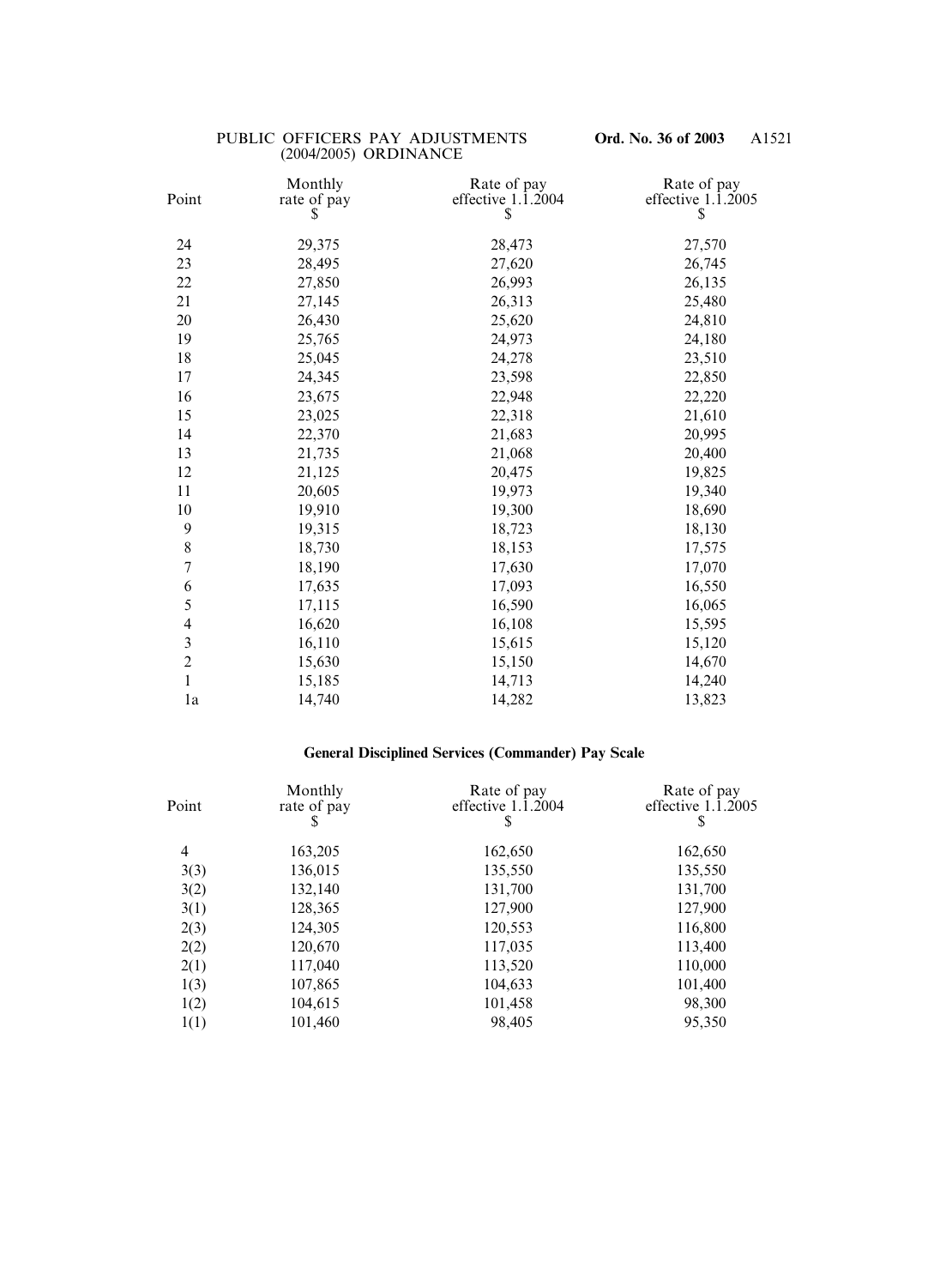| Point | Monthly rate of pay $ | Rate of pay effective 1.1.2004 $ | Rate of pay effective 1.1.2005 $ |
|---|---|---|---|
| 24 | 29,375 | 28,473 | 27,570 |
| 23 | 28,495 | 27,620 | 26,745 |
| 22 | 27,850 | 26,993 | 26,135 |
| 21 | 27,145 | 26,313 | 25,480 |
| 20 | 26,430 | 25,620 | 24,810 |
| 19 | 25,765 | 24,973 | 24,180 |
| 18 | 25,045 | 24,278 | 23,510 |
| 17 | 24,345 | 23,598 | 22,850 |
| 16 | 23,675 | 22,948 | 22,220 |
| 15 | 23,025 | 22,318 | 21,610 |
| 14 | 22,370 | 21,683 | 20,995 |
| 13 | 21,735 | 21,068 | 20,400 |
| 12 | 21,125 | 20,475 | 19,825 |
| 11 | 20,605 | 19,973 | 19,340 |
| 10 | 19,910 | 19,300 | 18,690 |
| 9 | 19,315 | 18,723 | 18,130 |
| 8 | 18,730 | 18,153 | 17,575 |
| 7 | 18,190 | 17,630 | 17,070 |
| 6 | 17,635 | 17,093 | 16,550 |
| 5 | 17,115 | 16,590 | 16,065 |
| 4 | 16,620 | 16,108 | 15,595 |
| 3 | 16,110 | 15,615 | 15,120 |
| 2 | 15,630 | 15,150 | 14,670 |
| 1 | 15,185 | 14,713 | 14,240 |
| 1a | 14,740 | 14,282 | 13,823 |

**General Disciplined Services (Commander) Pay Scale**

| Point | Monthly rate of pay $ | Rate of pay effective 1.1.2004 $ | Rate of pay effective 1.1.2005 $ |
|---|---|---|---|
| 4 | 163,205 | 162,650 | 162,650 |
| 3(3) | 136,015 | 135,550 | 135,550 |
| 3(2) | 132,140 | 131,700 | 131,700 |
| 3(1) | 128,365 | 127,900 | 127,900 |
| 2(3) | 124,305 | 120,553 | 116,800 |
| 2(2) | 120,670 | 117,035 | 113,400 |
| 2(1) | 117,040 | 113,520 | 110,000 |
| 1(3) | 107,865 | 104,633 | 101,400 |
| 1(2) | 104,615 | 101,458 | 98,300 |
| 1(1) | 101,460 | 98,405 | 95,350 |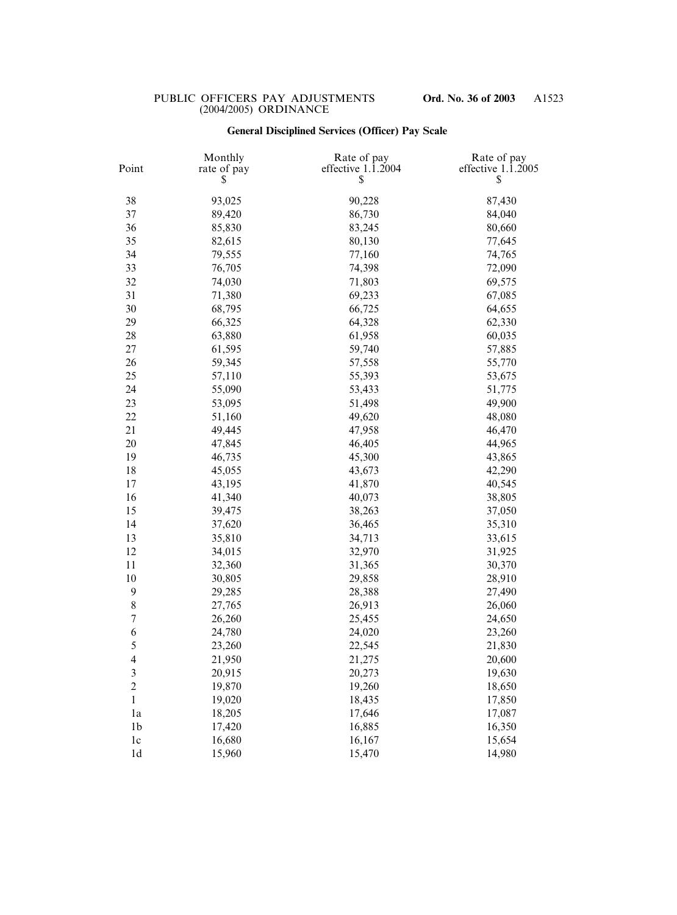### General Disciplined Services (Officer) Pay Scale

| Point | Monthly rate of pay $ | Rate of pay effective 1.1.2004 $ | Rate of pay effective 1.1.2005 $ |
|---|---|---|---|
| 38 | 93,025 | 90,228 | 87,430 |
| 37 | 89,420 | 86,730 | 84,040 |
| 36 | 85,830 | 83,245 | 80,660 |
| 35 | 82,615 | 80,130 | 77,645 |
| 34 | 79,555 | 77,160 | 74,765 |
| 33 | 76,705 | 74,398 | 72,090 |
| 32 | 74,030 | 71,803 | 69,575 |
| 31 | 71,380 | 69,233 | 67,085 |
| 30 | 68,795 | 66,725 | 64,655 |
| 29 | 66,325 | 64,328 | 62,330 |
| 28 | 63,880 | 61,958 | 60,035 |
| 27 | 61,595 | 59,740 | 57,885 |
| 26 | 59,345 | 57,558 | 55,770 |
| 25 | 57,110 | 55,393 | 53,675 |
| 24 | 55,090 | 53,433 | 51,775 |
| 23 | 53,095 | 51,498 | 49,900 |
| 22 | 51,160 | 49,620 | 48,080 |
| 21 | 49,445 | 47,958 | 46,470 |
| 20 | 47,845 | 46,405 | 44,965 |
| 19 | 46,735 | 45,300 | 43,865 |
| 18 | 45,055 | 43,673 | 42,290 |
| 17 | 43,195 | 41,870 | 40,545 |
| 16 | 41,340 | 40,073 | 38,805 |
| 15 | 39,475 | 38,263 | 37,050 |
| 14 | 37,620 | 36,465 | 35,310 |
| 13 | 35,810 | 34,713 | 33,615 |
| 12 | 34,015 | 32,970 | 31,925 |
| 11 | 32,360 | 31,365 | 30,370 |
| 10 | 30,805 | 29,858 | 28,910 |
| 9 | 29,285 | 28,388 | 27,490 |
| 8 | 27,765 | 26,913 | 26,060 |
| 7 | 26,260 | 25,455 | 24,650 |
| 6 | 24,780 | 24,020 | 23,260 |
| 5 | 23,260 | 22,545 | 21,830 |
| 4 | 21,950 | 21,275 | 20,600 |
| 3 | 20,915 | 20,273 | 19,630 |
| 2 | 19,870 | 19,260 | 18,650 |
| 1 | 19,020 | 18,435 | 17,850 |
| 1a | 18,205 | 17,646 | 17,087 |
| 1b | 17,420 | 16,885 | 16,350 |
| 1c | 16,680 | 16,167 | 15,654 |
| 1d | 15,960 | 15,470 | 14,980 |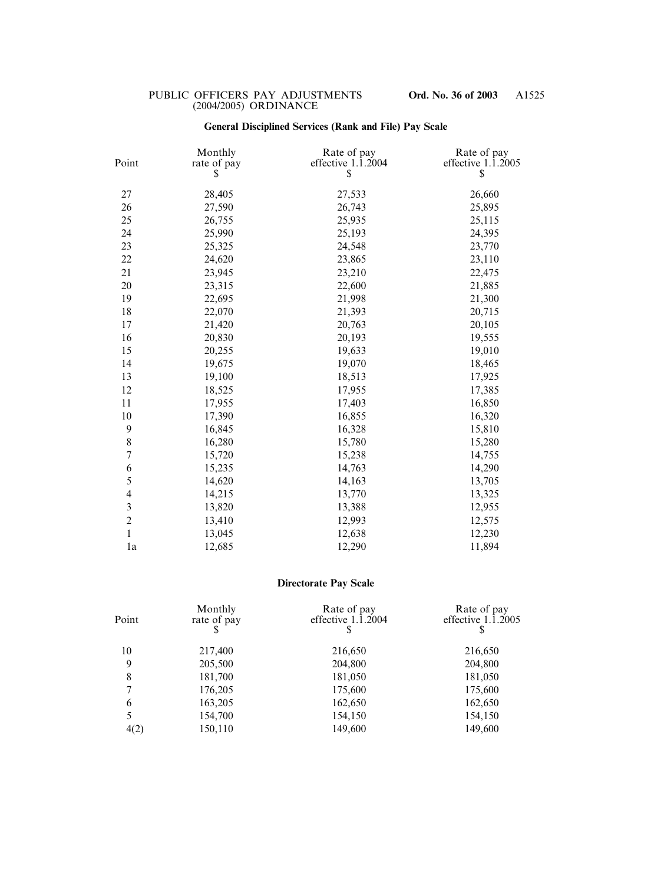### General Disciplined Services (Rank and File) Pay Scale

| Point | Monthly rate of pay $ | Rate of pay effective 1.1.2004 $ | Rate of pay effective 1.1.2005 $ |
|---|---|---|---|
| 27 | 28,405 | 27,533 | 26,660 |
| 26 | 27,590 | 26,743 | 25,895 |
| 25 | 26,755 | 25,935 | 25,115 |
| 24 | 25,990 | 25,193 | 24,395 |
| 23 | 25,325 | 24,548 | 23,770 |
| 22 | 24,620 | 23,865 | 23,110 |
| 21 | 23,945 | 23,210 | 22,475 |
| 20 | 23,315 | 22,600 | 21,885 |
| 19 | 22,695 | 21,998 | 21,300 |
| 18 | 22,070 | 21,393 | 20,715 |
| 17 | 21,420 | 20,763 | 20,105 |
| 16 | 20,830 | 20,193 | 19,555 |
| 15 | 20,255 | 19,633 | 19,010 |
| 14 | 19,675 | 19,070 | 18,465 |
| 13 | 19,100 | 18,513 | 17,925 |
| 12 | 18,525 | 17,955 | 17,385 |
| 11 | 17,955 | 17,403 | 16,850 |
| 10 | 17,390 | 16,855 | 16,320 |
| 9 | 16,845 | 16,328 | 15,810 |
| 8 | 16,280 | 15,780 | 15,280 |
| 7 | 15,720 | 15,238 | 14,755 |
| 6 | 15,235 | 14,763 | 14,290 |
| 5 | 14,620 | 14,163 | 13,705 |
| 4 | 14,215 | 13,770 | 13,325 |
| 3 | 13,820 | 13,388 | 12,955 |
| 2 | 13,410 | 12,993 | 12,575 |
| 1 | 13,045 | 12,638 | 12,230 |
| 1a | 12,685 | 12,290 | 11,894 |

### Directorate Pay Scale

| Point | Monthly rate of pay $ | Rate of pay effective 1.1.2004 $ | Rate of pay effective 1.1.2005 $ |
|---|---|---|---|
| 10 | 217,400 | 216,650 | 216,650 |
| 9 | 205,500 | 204,800 | 204,800 |
| 8 | 181,700 | 181,050 | 181,050 |
| 7 | 176,205 | 175,600 | 175,600 |
| 6 | 163,205 | 162,650 | 162,650 |
| 5 | 154,700 | 154,150 | 154,150 |
| 4(2) | 150,110 | 149,600 | 149,600 |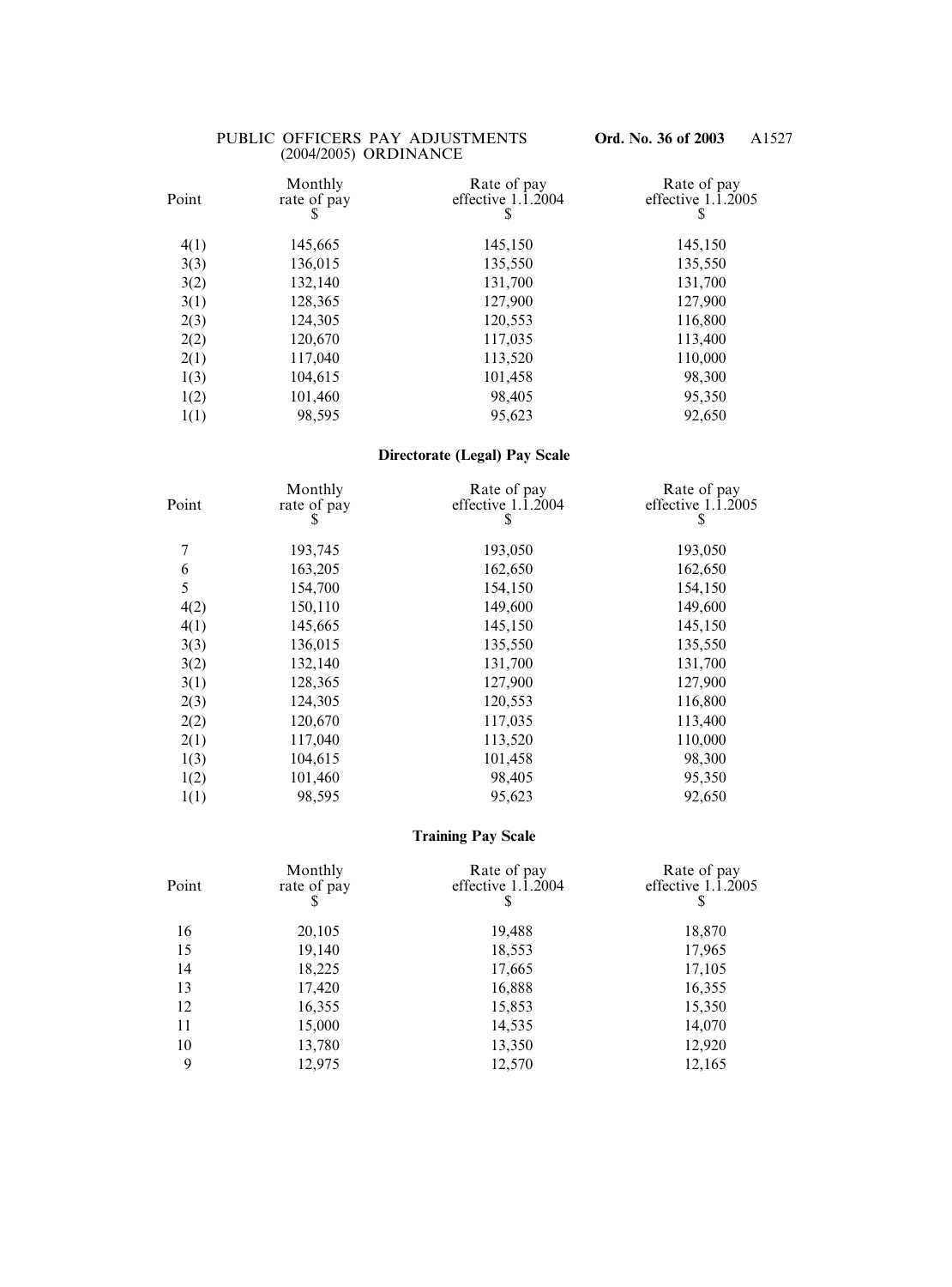| Point | Monthly rate of pay $ | Rate of pay effective 1.1.2004 $ | Rate of pay effective 1.1.2005 $ |
|---|---|---|---|
| 4(1) | 145,665 | 145,150 | 145,150 |
| 3(3) | 136,015 | 135,550 | 135,550 |
| 3(2) | 132,140 | 131,700 | 131,700 |
| 3(1) | 128,365 | 127,900 | 127,900 |
| 2(3) | 124,305 | 120,553 | 116,800 |
| 2(2) | 120,670 | 117,035 | 113,400 |
| 2(1) | 117,040 | 113,520 | 110,000 |
| 1(3) | 104,615 | 101,458 | 98,300 |
| 1(2) | 101,460 | 98,405 | 95,350 |
| 1(1) | 98,595 | 95,623 | 92,650 |

**Directorate (Legal) Pay Scale**

| Point | Monthly rate of pay $ | Rate of pay effective 1.1.2004 $ | Rate of pay effective 1.1.2005 $ |
|---|---|---|---|
| 7 | 193,745 | 193,050 | 193,050 |
| 6 | 163,205 | 162,650 | 162,650 |
| 5 | 154,700 | 154,150 | 154,150 |
| 4(2) | 150,110 | 149,600 | 149,600 |
| 4(1) | 145,665 | 145,150 | 145,150 |
| 3(3) | 136,015 | 135,550 | 135,550 |
| 3(2) | 132,140 | 131,700 | 131,700 |
| 3(1) | 128,365 | 127,900 | 127,900 |
| 2(3) | 124,305 | 120,553 | 116,800 |
| 2(2) | 120,670 | 117,035 | 113,400 |
| 2(1) | 117,040 | 113,520 | 110,000 |
| 1(3) | 104,615 | 101,458 | 98,300 |
| 1(2) | 101,460 | 98,405 | 95,350 |
| 1(1) | 98,595 | 95,623 | 92,650 |

**Training Pay Scale**

| Point | Monthly rate of pay $ | Rate of pay effective 1.1.2004 $ | Rate of pay effective 1.1.2005 $ |
|---|---|---|---|
| 16 | 20,105 | 19,488 | 18,870 |
| 15 | 19,140 | 18,553 | 17,965 |
| 14 | 18,225 | 17,665 | 17,105 |
| 13 | 17,420 | 16,888 | 16,355 |
| 12 | 16,355 | 15,853 | 15,350 |
| 11 | 15,000 | 14,535 | 14,070 |
| 10 | 13,780 | 13,350 | 12,920 |
| 9 | 12,975 | 12,570 | 12,165 |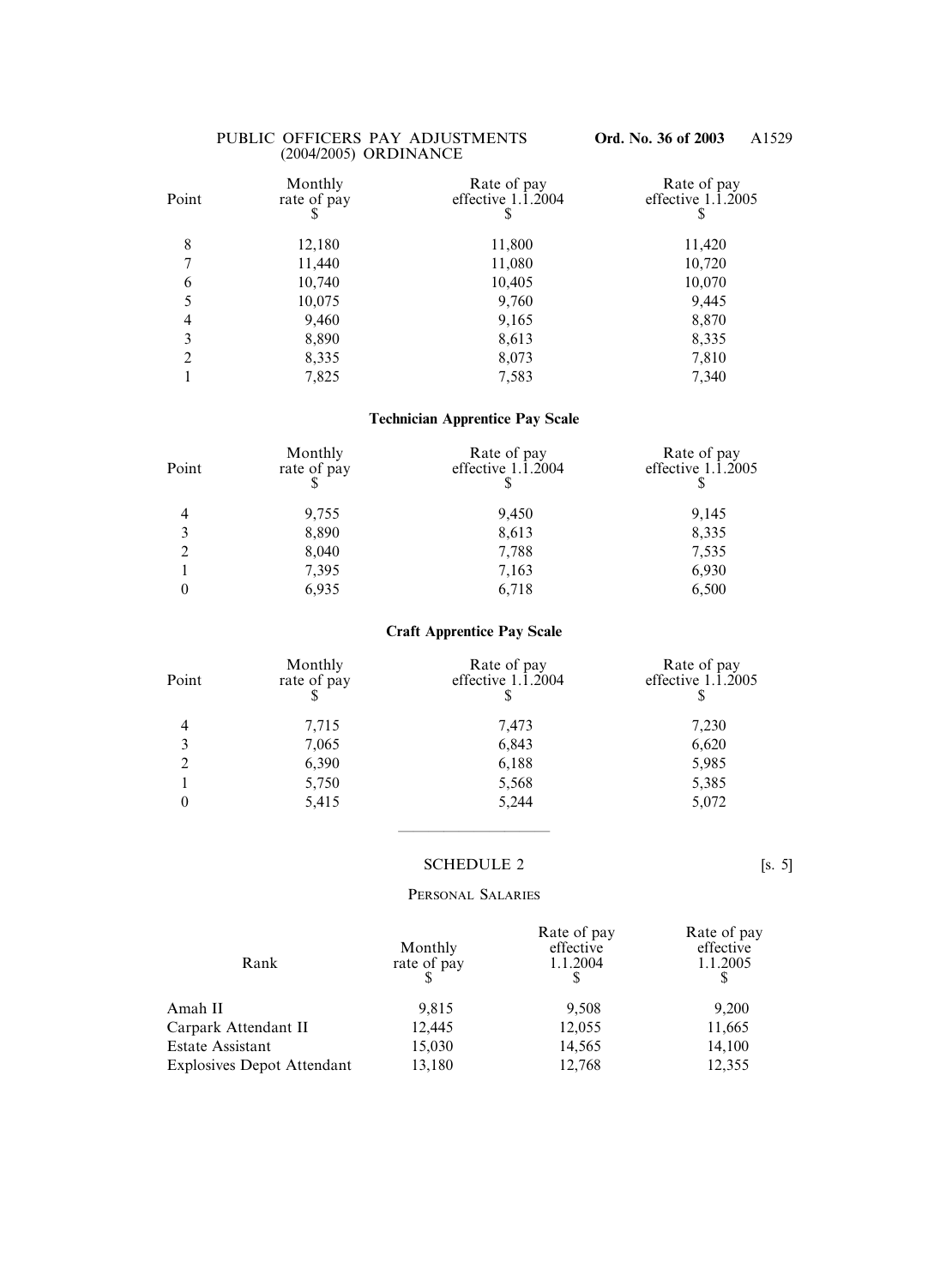| Point | Monthly rate of pay $ | Rate of pay effective 1.1.2004 $ | Rate of pay effective 1.1.2005 $ |
|---|---|---|---|
| 8 | 12,180 | 11,800 | 11,420 |
| 7 | 11,440 | 11,080 | 10,720 |
| 6 | 10,740 | 10,405 | 10,070 |
| 5 | 10,075 | 9,760 | 9,445 |
| 4 | 9,460 | 9,165 | 8,870 |
| 3 | 8,890 | 8,613 | 8,335 |
| 2 | 8,335 | 8,073 | 7,810 |
| 1 | 7,825 | 7,583 | 7,340 |

**Technician Apprentice Pay Scale**

| Point | Monthly rate of pay $ | Rate of pay effective 1.1.2004 $ | Rate of pay effective 1.1.2005 $ |
|---|---|---|---|
| 4 | 9,755 | 9,450 | 9,145 |
| 3 | 8,890 | 8,613 | 8,335 |
| 2 | 8,040 | 7,788 | 7,535 |
| 1 | 7,395 | 7,163 | 6,930 |
| 0 | 6,935 | 6,718 | 6,500 |

**Craft Apprentice Pay Scale**

| Point | Monthly rate of pay $ | Rate of pay effective 1.1.2004 $ | Rate of pay effective 1.1.2005 $ |
|---|---|---|---|
| 4 | 7,715 | 7,473 | 7,230 |
| 3 | 7,065 | 6,843 | 6,620 |
| 2 | 6,390 | 6,188 | 5,985 |
| 1 | 5,750 | 5,568 | 5,385 |
| 0 | 5,415 | 5,244 | 5,072 |

---

## SCHEDULE 2 [s. 5]

PERSONAL SALARIES

| Rank | Monthly rate of pay $ | Rate of pay effective 1.1.2004 $ | Rate of pay effective 1.1.2005 $ |
|---|---|---|---|
| Amah II | 9,815 | 9,508 | 9,200 |
| Carpark Attendant II | 12,445 | 12,055 | 11,665 |
| Estate Assistant | 15,030 | 14,565 | 14,100 |
| Explosives Depot Attendant | 13,180 | 12,768 | 12,355 |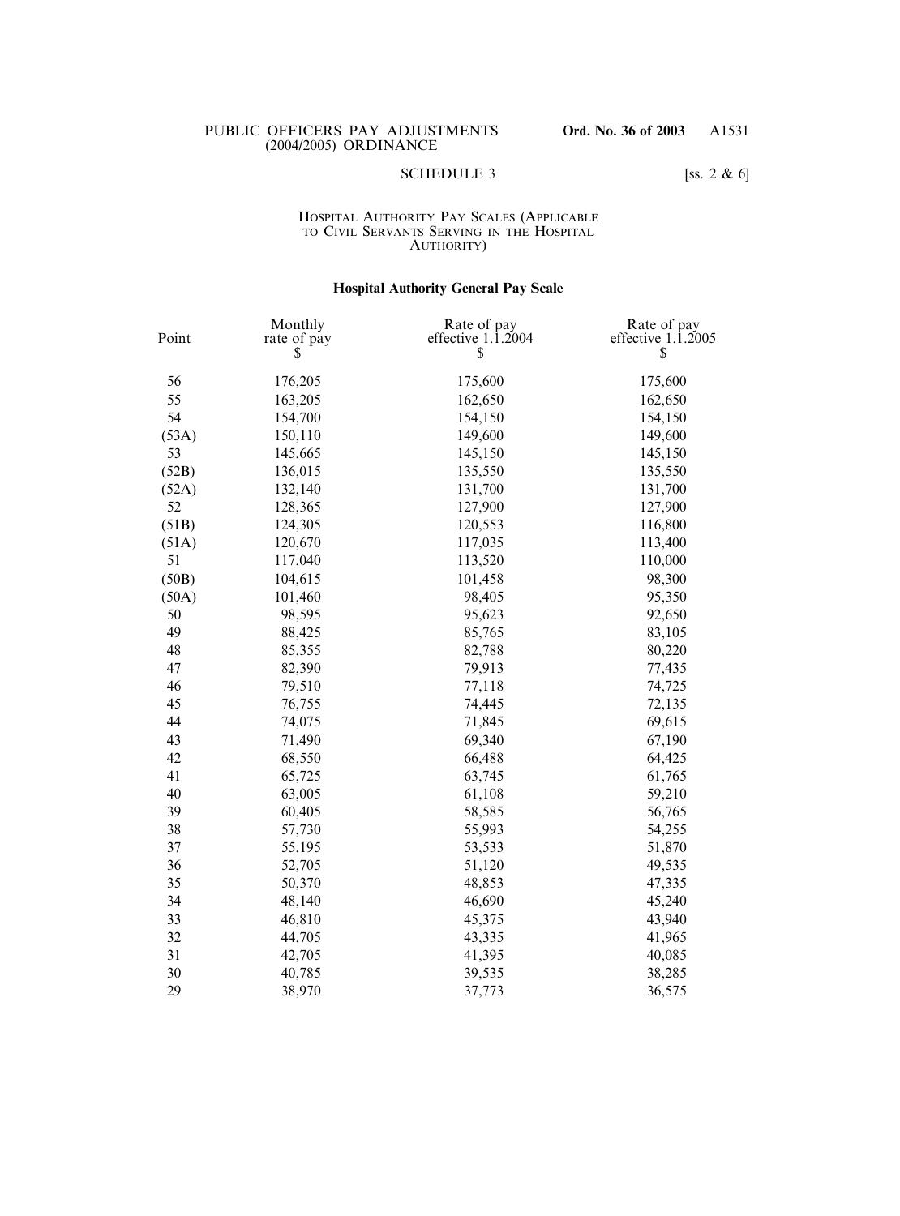SCHEDULE 3 [ss. 2 & 6]

HOSPITAL AUTHORITY PAY SCALES (APPLICABLE TO CIVIL SERVANTS SERVING IN THE HOSPITAL AUTHORITY)

**Hospital Authority General Pay Scale**

| Point | Monthly rate of pay $ | Rate of pay effective 1.1.2004 $ | Rate of pay effective 1.1.2005 $ |
|---|---|---|---|
| 56 | 176,205 | 175,600 | 175,600 |
| 55 | 163,205 | 162,650 | 162,650 |
| 54 | 154,700 | 154,150 | 154,150 |
| (53A) | 150,110 | 149,600 | 149,600 |
| 53 | 145,665 | 145,150 | 145,150 |
| (52B) | 136,015 | 135,550 | 135,550 |
| (52A) | 132,140 | 131,700 | 131,700 |
| 52 | 128,365 | 127,900 | 127,900 |
| (51B) | 124,305 | 120,553 | 116,800 |
| (51A) | 120,670 | 117,035 | 113,400 |
| 51 | 117,040 | 113,520 | 110,000 |
| (50B) | 104,615 | 101,458 | 98,300 |
| (50A) | 101,460 | 98,405 | 95,350 |
| 50 | 98,595 | 95,623 | 92,650 |
| 49 | 88,425 | 85,765 | 83,105 |
| 48 | 85,355 | 82,788 | 80,220 |
| 47 | 82,390 | 79,913 | 77,435 |
| 46 | 79,510 | 77,118 | 74,725 |
| 45 | 76,755 | 74,445 | 72,135 |
| 44 | 74,075 | 71,845 | 69,615 |
| 43 | 71,490 | 69,340 | 67,190 |
| 42 | 68,550 | 66,488 | 64,425 |
| 41 | 65,725 | 63,745 | 61,765 |
| 40 | 63,005 | 61,108 | 59,210 |
| 39 | 60,405 | 58,585 | 56,765 |
| 38 | 57,730 | 55,993 | 54,255 |
| 37 | 55,195 | 53,533 | 51,870 |
| 36 | 52,705 | 51,120 | 49,535 |
| 35 | 50,370 | 48,853 | 47,335 |
| 34 | 48,140 | 46,690 | 45,240 |
| 33 | 46,810 | 45,375 | 43,940 |
| 32 | 44,705 | 43,335 | 41,965 |
| 31 | 42,705 | 41,395 | 40,085 |
| 30 | 40,785 | 39,535 | 38,285 |
| 29 | 38,970 | 37,773 | 36,575 |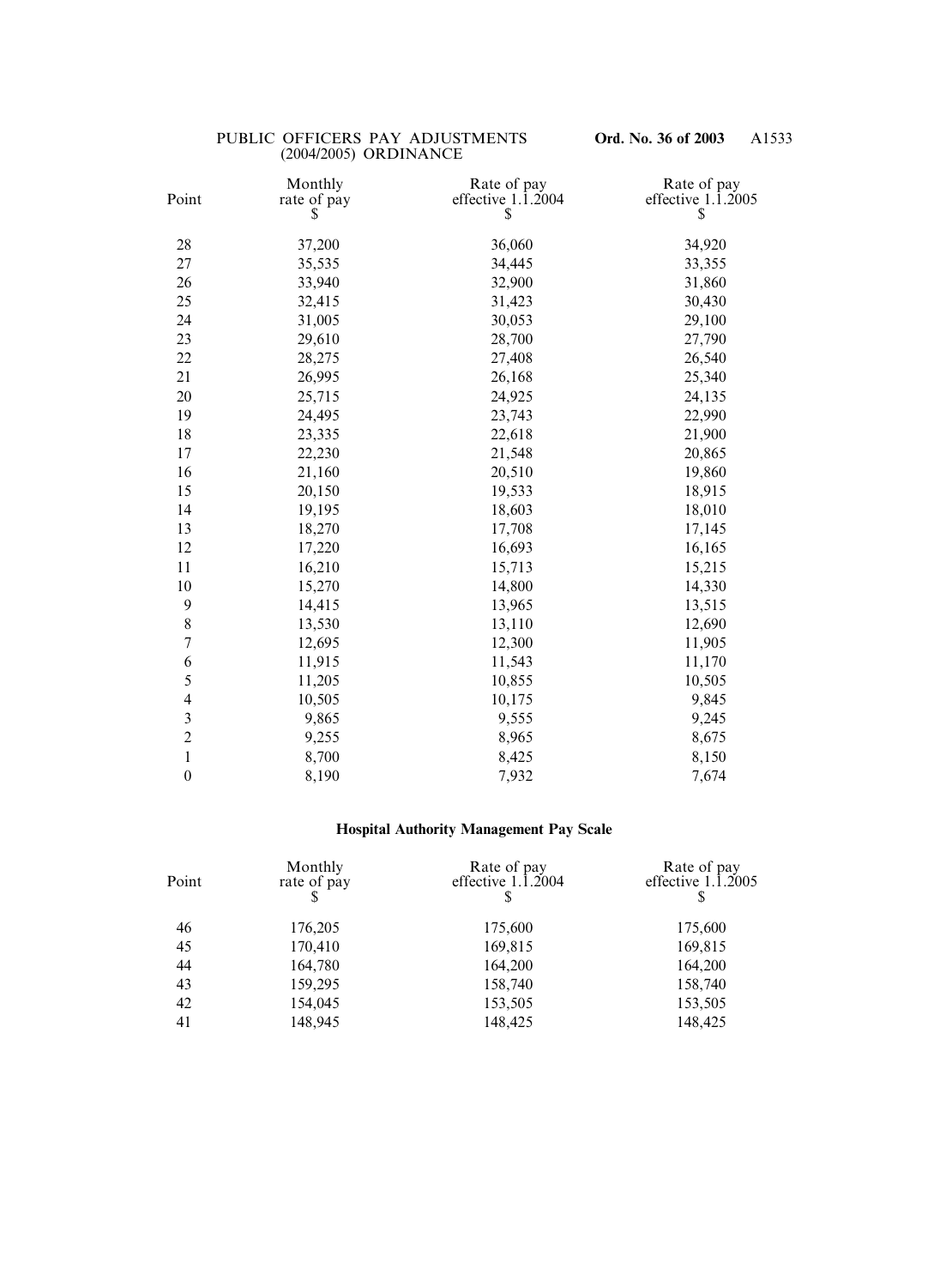| Point | Monthly rate of pay $ | Rate of pay effective 1.1.2004 $ | Rate of pay effective 1.1.2005 $ |
|---|---|---|---|
| 28 | 37,200 | 36,060 | 34,920 |
| 27 | 35,535 | 34,445 | 33,355 |
| 26 | 33,940 | 32,900 | 31,860 |
| 25 | 32,415 | 31,423 | 30,430 |
| 24 | 31,005 | 30,053 | 29,100 |
| 23 | 29,610 | 28,700 | 27,790 |
| 22 | 28,275 | 27,408 | 26,540 |
| 21 | 26,995 | 26,168 | 25,340 |
| 20 | 25,715 | 24,925 | 24,135 |
| 19 | 24,495 | 23,743 | 22,990 |
| 18 | 23,335 | 22,618 | 21,900 |
| 17 | 22,230 | 21,548 | 20,865 |
| 16 | 21,160 | 20,510 | 19,860 |
| 15 | 20,150 | 19,533 | 18,915 |
| 14 | 19,195 | 18,603 | 18,010 |
| 13 | 18,270 | 17,708 | 17,145 |
| 12 | 17,220 | 16,693 | 16,165 |
| 11 | 16,210 | 15,713 | 15,215 |
| 10 | 15,270 | 14,800 | 14,330 |
| 9 | 14,415 | 13,965 | 13,515 |
| 8 | 13,530 | 13,110 | 12,690 |
| 7 | 12,695 | 12,300 | 11,905 |
| 6 | 11,915 | 11,543 | 11,170 |
| 5 | 11,205 | 10,855 | 10,505 |
| 4 | 10,505 | 10,175 | 9,845 |
| 3 | 9,865 | 9,555 | 9,245 |
| 2 | 9,255 | 8,965 | 8,675 |
| 1 | 8,700 | 8,425 | 8,150 |
| 0 | 8,190 | 7,932 | 7,674 |

**Hospital Authority Management Pay Scale**

| Point | Monthly rate of pay $ | Rate of pay effective 1.1.2004 $ | Rate of pay effective 1.1.2005 $ |
|---|---|---|---|
| 46 | 176,205 | 175,600 | 175,600 |
| 45 | 170,410 | 169,815 | 169,815 |
| 44 | 164,780 | 164,200 | 164,200 |
| 43 | 159,295 | 158,740 | 158,740 |
| 42 | 154,045 | 153,505 | 153,505 |
| 41 | 148,945 | 148,425 | 148,425 |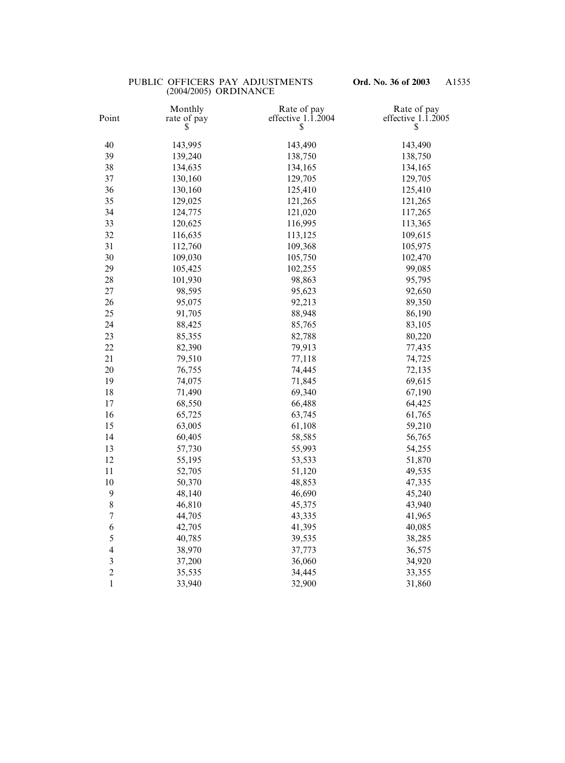| Point | Monthly rate of pay $ | Rate of pay effective 1.1.2004 $ | Rate of pay effective 1.1.2005 $ |
|---|---|---|---|
| 40 | 143,995 | 143,490 | 143,490 |
| 39 | 139,240 | 138,750 | 138,750 |
| 38 | 134,635 | 134,165 | 134,165 |
| 37 | 130,160 | 129,705 | 129,705 |
| 36 | 130,160 | 125,410 | 125,410 |
| 35 | 129,025 | 121,265 | 121,265 |
| 34 | 124,775 | 121,020 | 117,265 |
| 33 | 120,625 | 116,995 | 113,365 |
| 32 | 116,635 | 113,125 | 109,615 |
| 31 | 112,760 | 109,368 | 105,975 |
| 30 | 109,030 | 105,750 | 102,470 |
| 29 | 105,425 | 102,255 | 99,085 |
| 28 | 101,930 | 98,863 | 95,795 |
| 27 | 98,595 | 95,623 | 92,650 |
| 26 | 95,075 | 92,213 | 89,350 |
| 25 | 91,705 | 88,948 | 86,190 |
| 24 | 88,425 | 85,765 | 83,105 |
| 23 | 85,355 | 82,788 | 80,220 |
| 22 | 82,390 | 79,913 | 77,435 |
| 21 | 79,510 | 77,118 | 74,725 |
| 20 | 76,755 | 74,445 | 72,135 |
| 19 | 74,075 | 71,845 | 69,615 |
| 18 | 71,490 | 69,340 | 67,190 |
| 17 | 68,550 | 66,488 | 64,425 |
| 16 | 65,725 | 63,745 | 61,765 |
| 15 | 63,005 | 61,108 | 59,210 |
| 14 | 60,405 | 58,585 | 56,765 |
| 13 | 57,730 | 55,993 | 54,255 |
| 12 | 55,195 | 53,533 | 51,870 |
| 11 | 52,705 | 51,120 | 49,535 |
| 10 | 50,370 | 48,853 | 47,335 |
| 9 | 48,140 | 46,690 | 45,240 |
| 8 | 46,810 | 45,375 | 43,940 |
| 7 | 44,705 | 43,335 | 41,965 |
| 6 | 42,705 | 41,395 | 40,085 |
| 5 | 40,785 | 39,535 | 38,285 |
| 4 | 38,970 | 37,773 | 36,575 |
| 3 | 37,200 | 36,060 | 34,920 |
| 2 | 35,535 | 34,445 | 33,355 |
| 1 | 33,940 | 32,900 | 31,860 |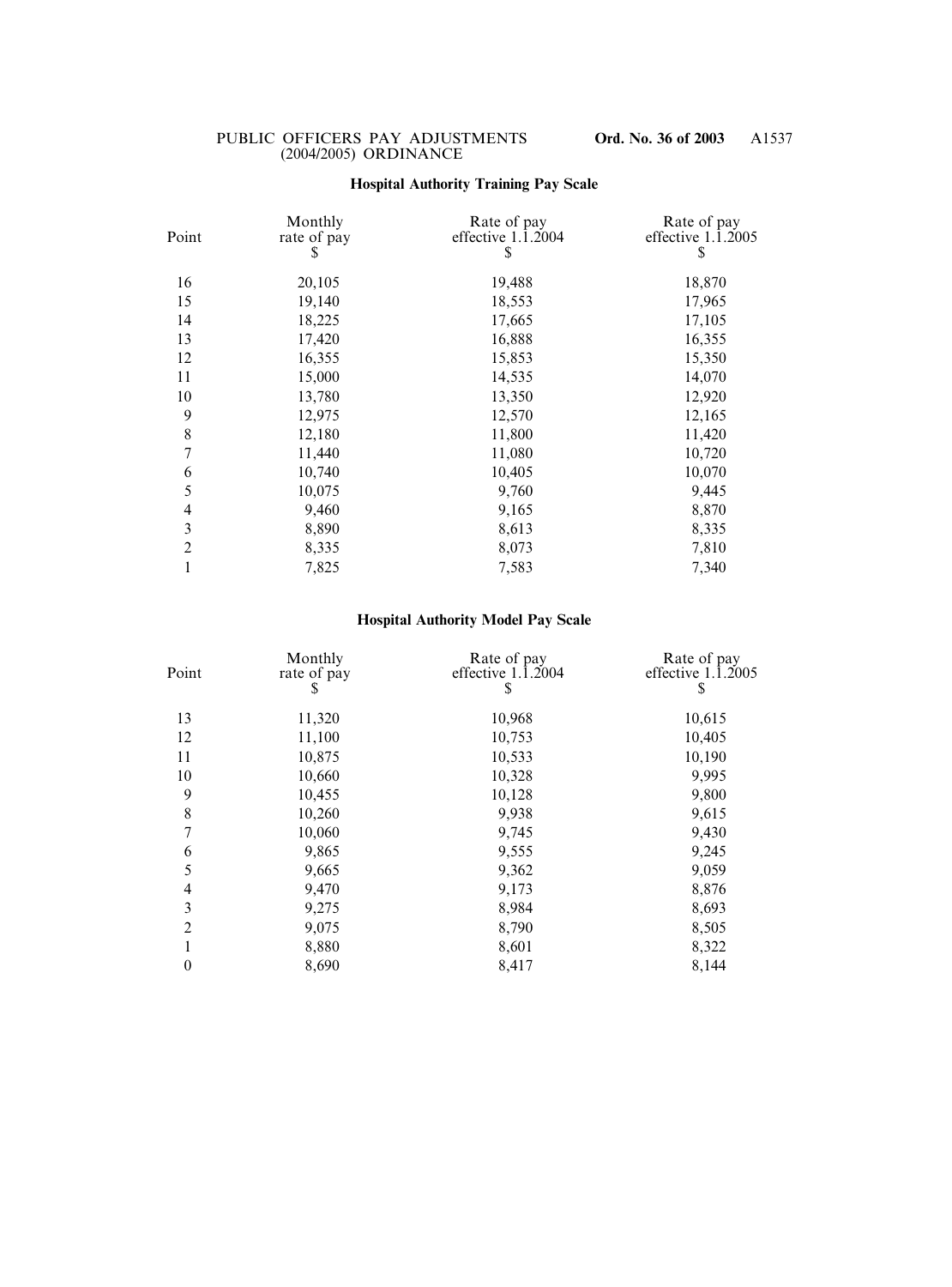### Hospital Authority Training Pay Scale

| Point | Monthly rate of pay $ | Rate of pay effective 1.1.2004 $ | Rate of pay effective 1.1.2005 $ |
|---|---|---|---|
| 16 | 20,105 | 19,488 | 18,870 |
| 15 | 19,140 | 18,553 | 17,965 |
| 14 | 18,225 | 17,665 | 17,105 |
| 13 | 17,420 | 16,888 | 16,355 |
| 12 | 16,355 | 15,853 | 15,350 |
| 11 | 15,000 | 14,535 | 14,070 |
| 10 | 13,780 | 13,350 | 12,920 |
| 9 | 12,975 | 12,570 | 12,165 |
| 8 | 12,180 | 11,800 | 11,420 |
| 7 | 11,440 | 11,080 | 10,720 |
| 6 | 10,740 | 10,405 | 10,070 |
| 5 | 10,075 | 9,760 | 9,445 |
| 4 | 9,460 | 9,165 | 8,870 |
| 3 | 8,890 | 8,613 | 8,335 |
| 2 | 8,335 | 8,073 | 7,810 |
| 1 | 7,825 | 7,583 | 7,340 |

### Hospital Authority Model Pay Scale

| Point | Monthly rate of pay $ | Rate of pay effective 1.1.2004 $ | Rate of pay effective 1.1.2005 $ |
|---|---|---|---|
| 13 | 11,320 | 10,968 | 10,615 |
| 12 | 11,100 | 10,753 | 10,405 |
| 11 | 10,875 | 10,533 | 10,190 |
| 10 | 10,660 | 10,328 | 9,995 |
| 9 | 10,455 | 10,128 | 9,800 |
| 8 | 10,260 | 9,938 | 9,615 |
| 7 | 10,060 | 9,745 | 9,430 |
| 6 | 9,865 | 9,555 | 9,245 |
| 5 | 9,665 | 9,362 | 9,059 |
| 4 | 9,470 | 9,173 | 8,876 |
| 3 | 9,275 | 8,984 | 8,693 |
| 2 | 9,075 | 8,790 | 8,505 |
| 1 | 8,880 | 8,601 | 8,322 |
| 0 | 8,690 | 8,417 | 8,144 |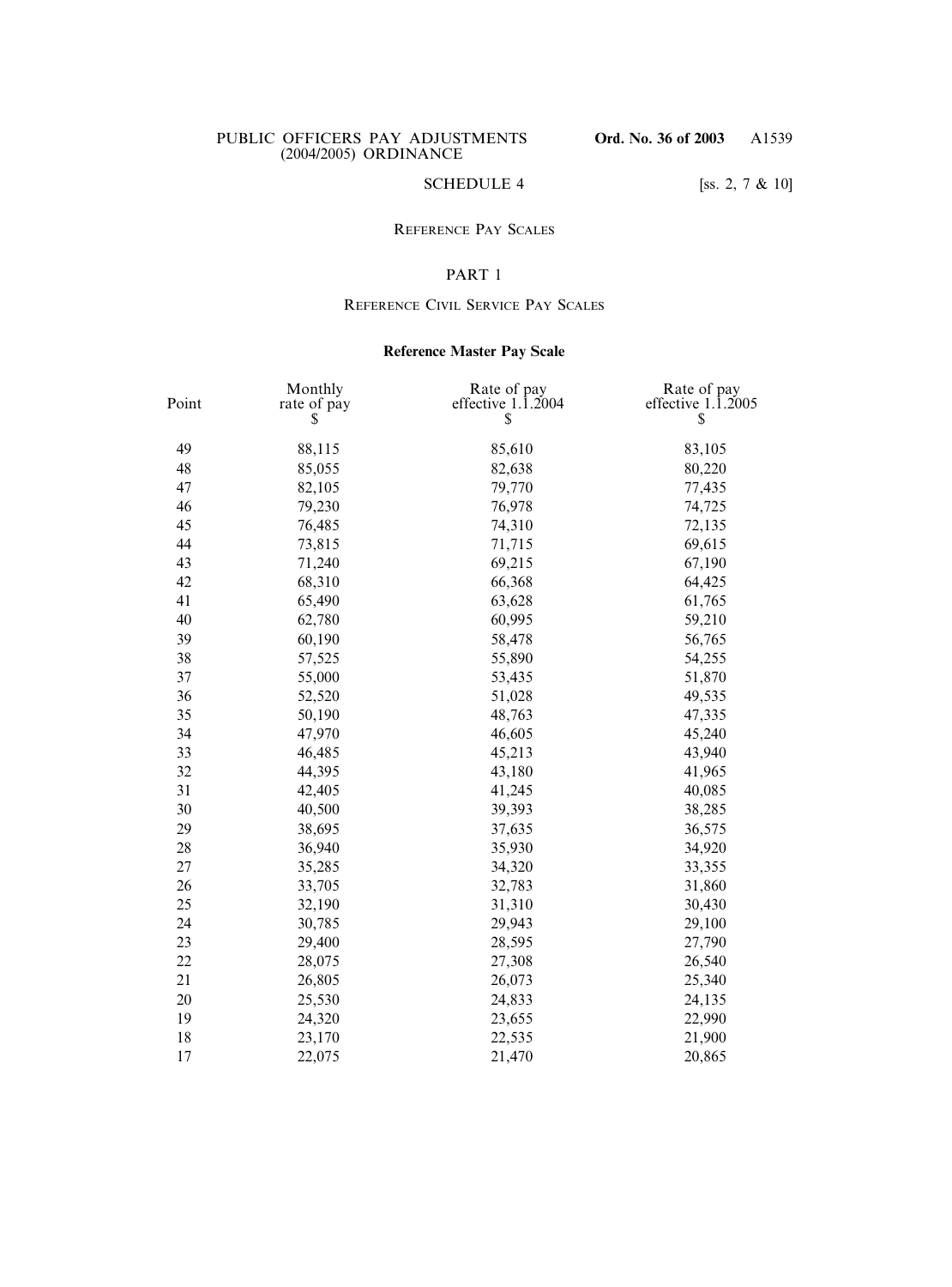SCHEDULE 4 [ss. 2, 7 & 10]

## Reference Pay Scales

### PART 1

### Reference Civil Service Pay Scales

**Reference Master Pay Scale**

| Point | Monthly rate of pay $ | Rate of pay effective 1.1.2004 $ | Rate of pay effective 1.1.2005 $ |
|---|---|---|---|
| 49 | 88,115 | 85,610 | 83,105 |
| 48 | 85,055 | 82,638 | 80,220 |
| 47 | 82,105 | 79,770 | 77,435 |
| 46 | 79,230 | 76,978 | 74,725 |
| 45 | 76,485 | 74,310 | 72,135 |
| 44 | 73,815 | 71,715 | 69,615 |
| 43 | 71,240 | 69,215 | 67,190 |
| 42 | 68,310 | 66,368 | 64,425 |
| 41 | 65,490 | 63,628 | 61,765 |
| 40 | 62,780 | 60,995 | 59,210 |
| 39 | 60,190 | 58,478 | 56,765 |
| 38 | 57,525 | 55,890 | 54,255 |
| 37 | 55,000 | 53,435 | 51,870 |
| 36 | 52,520 | 51,028 | 49,535 |
| 35 | 50,190 | 48,763 | 47,335 |
| 34 | 47,970 | 46,605 | 45,240 |
| 33 | 46,485 | 45,213 | 43,940 |
| 32 | 44,395 | 43,180 | 41,965 |
| 31 | 42,405 | 41,245 | 40,085 |
| 30 | 40,500 | 39,393 | 38,285 |
| 29 | 38,695 | 37,635 | 36,575 |
| 28 | 36,940 | 35,930 | 34,920 |
| 27 | 35,285 | 34,320 | 33,355 |
| 26 | 33,705 | 32,783 | 31,860 |
| 25 | 32,190 | 31,310 | 30,430 |
| 24 | 30,785 | 29,943 | 29,100 |
| 23 | 29,400 | 28,595 | 27,790 |
| 22 | 28,075 | 27,308 | 26,540 |
| 21 | 26,805 | 26,073 | 25,340 |
| 20 | 25,530 | 24,833 | 24,135 |
| 19 | 24,320 | 23,655 | 22,990 |
| 18 | 23,170 | 22,535 | 21,900 |
| 17 | 22,075 | 21,470 | 20,865 |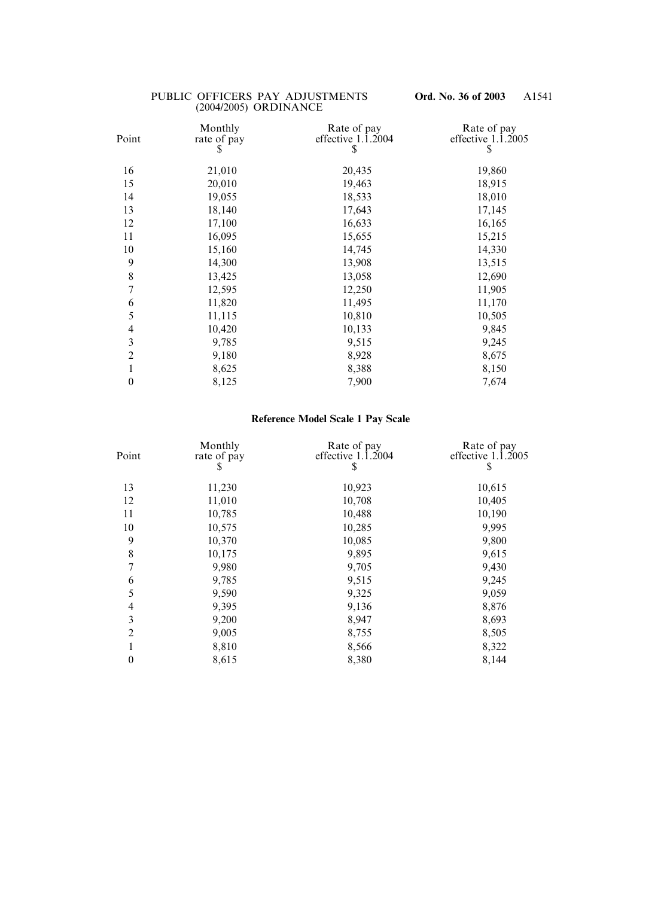| Point | Monthly rate of pay $ | Rate of pay effective 1.1.2004 $ | Rate of pay effective 1.1.2005 $ |
|---|---|---|---|
| 16 | 21,010 | 20,435 | 19,860 |
| 15 | 20,010 | 19,463 | 18,915 |
| 14 | 19,055 | 18,533 | 18,010 |
| 13 | 18,140 | 17,643 | 17,145 |
| 12 | 17,100 | 16,633 | 16,165 |
| 11 | 16,095 | 15,655 | 15,215 |
| 10 | 15,160 | 14,745 | 14,330 |
| 9 | 14,300 | 13,908 | 13,515 |
| 8 | 13,425 | 13,058 | 12,690 |
| 7 | 12,595 | 12,250 | 11,905 |
| 6 | 11,820 | 11,495 | 11,170 |
| 5 | 11,115 | 10,810 | 10,505 |
| 4 | 10,420 | 10,133 | 9,845 |
| 3 | 9,785 | 9,515 | 9,245 |
| 2 | 9,180 | 8,928 | 8,675 |
| 1 | 8,625 | 8,388 | 8,150 |
| 0 | 8,125 | 7,900 | 7,674 |

**Reference Model Scale 1 Pay Scale**

| Point | Monthly rate of pay $ | Rate of pay effective 1.1.2004 $ | Rate of pay effective 1.1.2005 $ |
|---|---|---|---|
| 13 | 11,230 | 10,923 | 10,615 |
| 12 | 11,010 | 10,708 | 10,405 |
| 11 | 10,785 | 10,488 | 10,190 |
| 10 | 10,575 | 10,285 | 9,995 |
| 9 | 10,370 | 10,085 | 9,800 |
| 8 | 10,175 | 9,895 | 9,615 |
| 7 | 9,980 | 9,705 | 9,430 |
| 6 | 9,785 | 9,515 | 9,245 |
| 5 | 9,590 | 9,325 | 9,059 |
| 4 | 9,395 | 9,136 | 8,876 |
| 3 | 9,200 | 8,947 | 8,693 |
| 2 | 9,005 | 8,755 | 8,505 |
| 1 | 8,810 | 8,566 | 8,322 |
| 0 | 8,615 | 8,380 | 8,144 |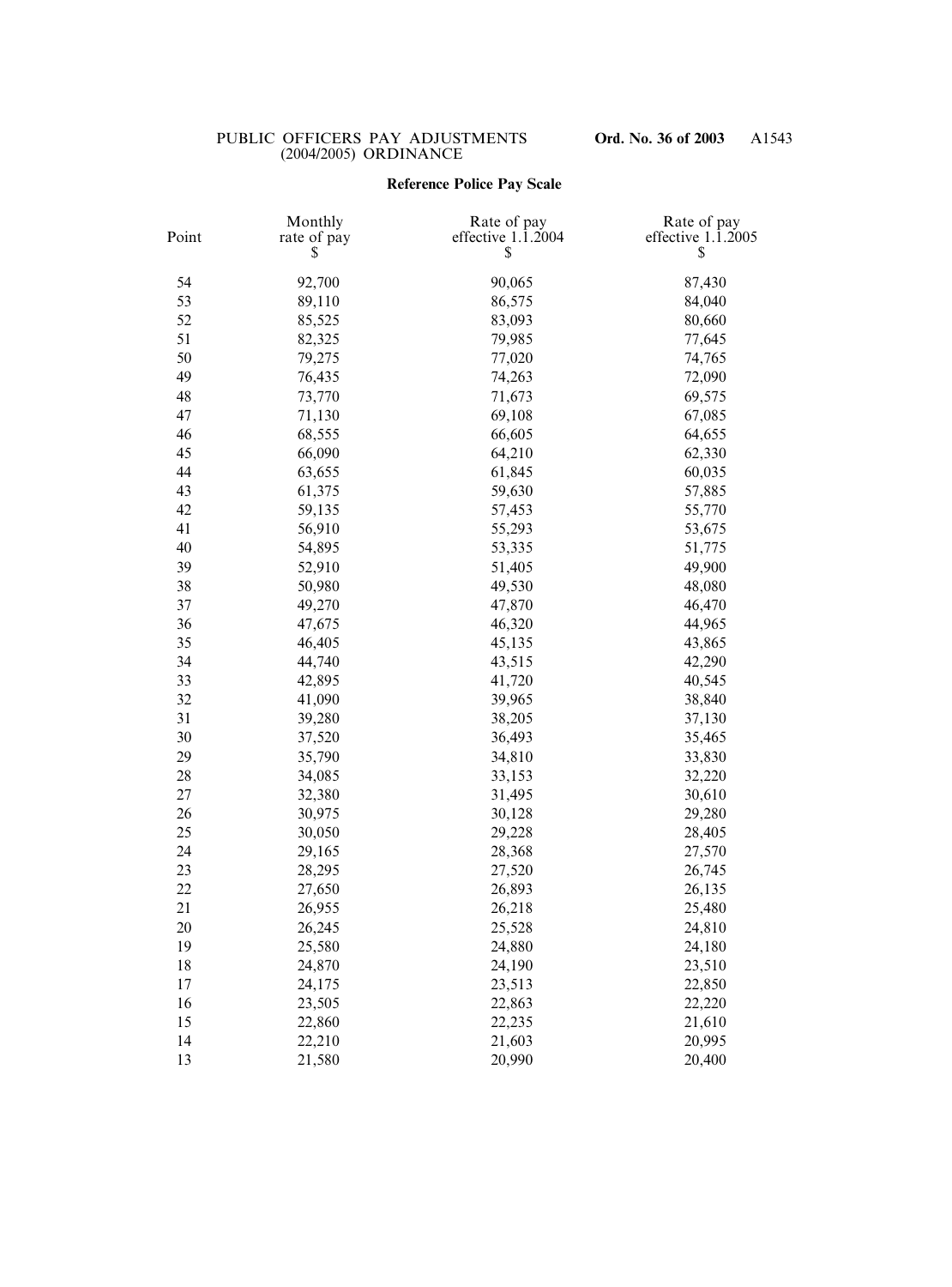**Reference Police Pay Scale**

| Point | Monthly rate of pay $ | Rate of pay effective 1.1.2004 $ | Rate of pay effective 1.1.2005 $ |
|---|---|---|---|
| 54 | 92,700 | 90,065 | 87,430 |
| 53 | 89,110 | 86,575 | 84,040 |
| 52 | 85,525 | 83,093 | 80,660 |
| 51 | 82,325 | 79,985 | 77,645 |
| 50 | 79,275 | 77,020 | 74,765 |
| 49 | 76,435 | 74,263 | 72,090 |
| 48 | 73,770 | 71,673 | 69,575 |
| 47 | 71,130 | 69,108 | 67,085 |
| 46 | 68,555 | 66,605 | 64,655 |
| 45 | 66,090 | 64,210 | 62,330 |
| 44 | 63,655 | 61,845 | 60,035 |
| 43 | 61,375 | 59,630 | 57,885 |
| 42 | 59,135 | 57,453 | 55,770 |
| 41 | 56,910 | 55,293 | 53,675 |
| 40 | 54,895 | 53,335 | 51,775 |
| 39 | 52,910 | 51,405 | 49,900 |
| 38 | 50,980 | 49,530 | 48,080 |
| 37 | 49,270 | 47,870 | 46,470 |
| 36 | 47,675 | 46,320 | 44,965 |
| 35 | 46,405 | 45,135 | 43,865 |
| 34 | 44,740 | 43,515 | 42,290 |
| 33 | 42,895 | 41,720 | 40,545 |
| 32 | 41,090 | 39,965 | 38,840 |
| 31 | 39,280 | 38,205 | 37,130 |
| 30 | 37,520 | 36,493 | 35,465 |
| 29 | 35,790 | 34,810 | 33,830 |
| 28 | 34,085 | 33,153 | 32,220 |
| 27 | 32,380 | 31,495 | 30,610 |
| 26 | 30,975 | 30,128 | 29,280 |
| 25 | 30,050 | 29,228 | 28,405 |
| 24 | 29,165 | 28,368 | 27,570 |
| 23 | 28,295 | 27,520 | 26,745 |
| 22 | 27,650 | 26,893 | 26,135 |
| 21 | 26,955 | 26,218 | 25,480 |
| 20 | 26,245 | 25,528 | 24,810 |
| 19 | 25,580 | 24,880 | 24,180 |
| 18 | 24,870 | 24,190 | 23,510 |
| 17 | 24,175 | 23,513 | 22,850 |
| 16 | 23,505 | 22,863 | 22,220 |
| 15 | 22,860 | 22,235 | 21,610 |
| 14 | 22,210 | 21,603 | 20,995 |
| 13 | 21,580 | 20,990 | 20,400 |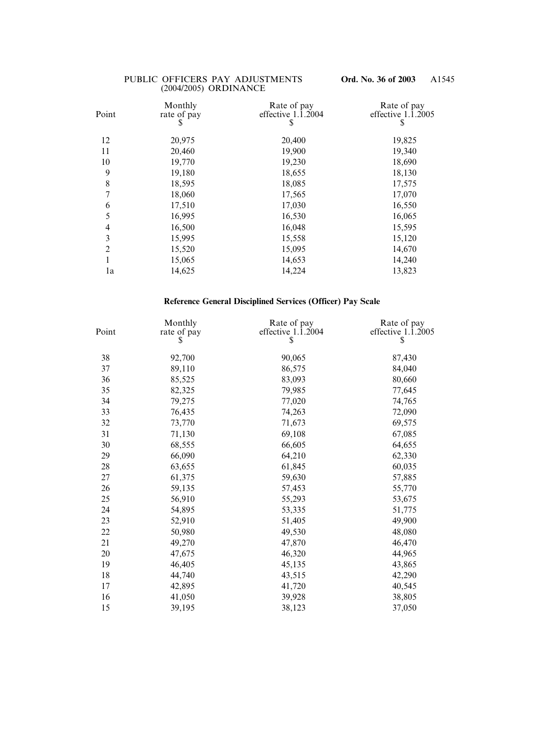| Point | Monthly rate of pay $ | Rate of pay effective 1.1.2004 $ | Rate of pay effective 1.1.2005 $ |
|---|---|---|---|
| 12 | 20,975 | 20,400 | 19,825 |
| 11 | 20,460 | 19,900 | 19,340 |
| 10 | 19,770 | 19,230 | 18,690 |
| 9 | 19,180 | 18,655 | 18,130 |
| 8 | 18,595 | 18,085 | 17,575 |
| 7 | 18,060 | 17,565 | 17,070 |
| 6 | 17,510 | 17,030 | 16,550 |
| 5 | 16,995 | 16,530 | 16,065 |
| 4 | 16,500 | 16,048 | 15,595 |
| 3 | 15,995 | 15,558 | 15,120 |
| 2 | 15,520 | 15,095 | 14,670 |
| 1 | 15,065 | 14,653 | 14,240 |
| 1a | 14,625 | 14,224 | 13,823 |

**Reference General Disciplined Services (Officer) Pay Scale**

| Point | Monthly rate of pay $ | Rate of pay effective 1.1.2004 $ | Rate of pay effective 1.1.2005 $ |
|---|---|---|---|
| 38 | 92,700 | 90,065 | 87,430 |
| 37 | 89,110 | 86,575 | 84,040 |
| 36 | 85,525 | 83,093 | 80,660 |
| 35 | 82,325 | 79,985 | 77,645 |
| 34 | 79,275 | 77,020 | 74,765 |
| 33 | 76,435 | 74,263 | 72,090 |
| 32 | 73,770 | 71,673 | 69,575 |
| 31 | 71,130 | 69,108 | 67,085 |
| 30 | 68,555 | 66,605 | 64,655 |
| 29 | 66,090 | 64,210 | 62,330 |
| 28 | 63,655 | 61,845 | 60,035 |
| 27 | 61,375 | 59,630 | 57,885 |
| 26 | 59,135 | 57,453 | 55,770 |
| 25 | 56,910 | 55,293 | 53,675 |
| 24 | 54,895 | 53,335 | 51,775 |
| 23 | 52,910 | 51,405 | 49,900 |
| 22 | 50,980 | 49,530 | 48,080 |
| 21 | 49,270 | 47,870 | 46,470 |
| 20 | 47,675 | 46,320 | 44,965 |
| 19 | 46,405 | 45,135 | 43,865 |
| 18 | 44,740 | 43,515 | 42,290 |
| 17 | 42,895 | 41,720 | 40,545 |
| 16 | 41,050 | 39,928 | 38,805 |
| 15 | 39,195 | 38,123 | 37,050 |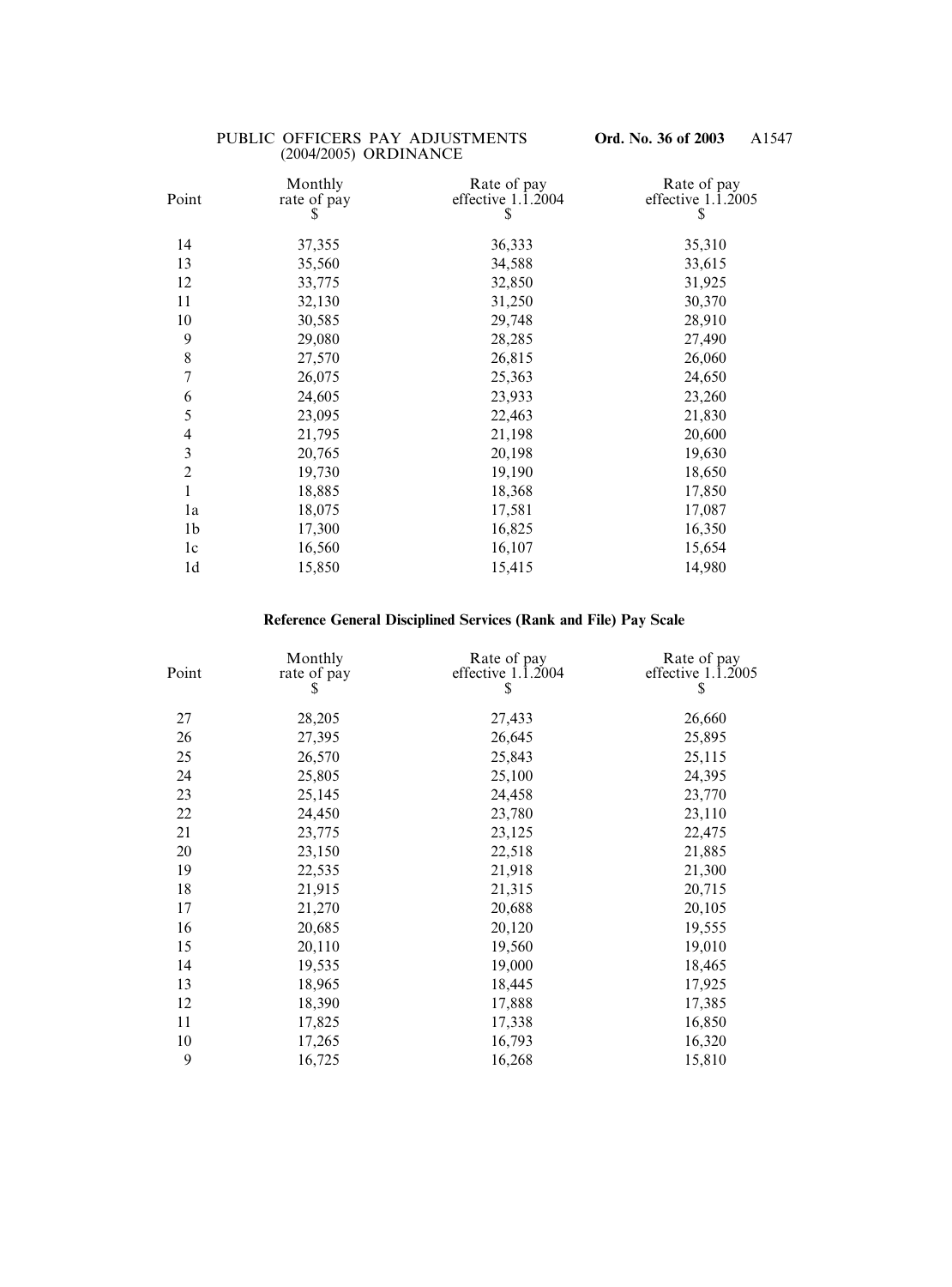| Point | Monthly rate of pay $ | Rate of pay effective 1.1.2004 $ | Rate of pay effective 1.1.2005 $ |
|---|---|---|---|
| 14 | 37,355 | 36,333 | 35,310 |
| 13 | 35,560 | 34,588 | 33,615 |
| 12 | 33,775 | 32,850 | 31,925 |
| 11 | 32,130 | 31,250 | 30,370 |
| 10 | 30,585 | 29,748 | 28,910 |
| 9 | 29,080 | 28,285 | 27,490 |
| 8 | 27,570 | 26,815 | 26,060 |
| 7 | 26,075 | 25,363 | 24,650 |
| 6 | 24,605 | 23,933 | 23,260 |
| 5 | 23,095 | 22,463 | 21,830 |
| 4 | 21,795 | 21,198 | 20,600 |
| 3 | 20,765 | 20,198 | 19,630 |
| 2 | 19,730 | 19,190 | 18,650 |
| 1 | 18,885 | 18,368 | 17,850 |
| 1a | 18,075 | 17,581 | 17,087 |
| 1b | 17,300 | 16,825 | 16,350 |
| 1c | 16,560 | 16,107 | 15,654 |
| 1d | 15,850 | 15,415 | 14,980 |

**Reference General Disciplined Services (Rank and File) Pay Scale**

| Point | Monthly rate of pay $ | Rate of pay effective 1.1.2004 $ | Rate of pay effective 1.1.2005 $ |
|---|---|---|---|
| 27 | 28,205 | 27,433 | 26,660 |
| 26 | 27,395 | 26,645 | 25,895 |
| 25 | 26,570 | 25,843 | 25,115 |
| 24 | 25,805 | 25,100 | 24,395 |
| 23 | 25,145 | 24,458 | 23,770 |
| 22 | 24,450 | 23,780 | 23,110 |
| 21 | 23,775 | 23,125 | 22,475 |
| 20 | 23,150 | 22,518 | 21,885 |
| 19 | 22,535 | 21,918 | 21,300 |
| 18 | 21,915 | 21,315 | 20,715 |
| 17 | 21,270 | 20,688 | 20,105 |
| 16 | 20,685 | 20,120 | 19,555 |
| 15 | 20,110 | 19,560 | 19,010 |
| 14 | 19,535 | 19,000 | 18,465 |
| 13 | 18,965 | 18,445 | 17,925 |
| 12 | 18,390 | 17,888 | 17,385 |
| 11 | 17,825 | 17,338 | 16,850 |
| 10 | 17,265 | 16,793 | 16,320 |
| 9 | 16,725 | 16,268 | 15,810 |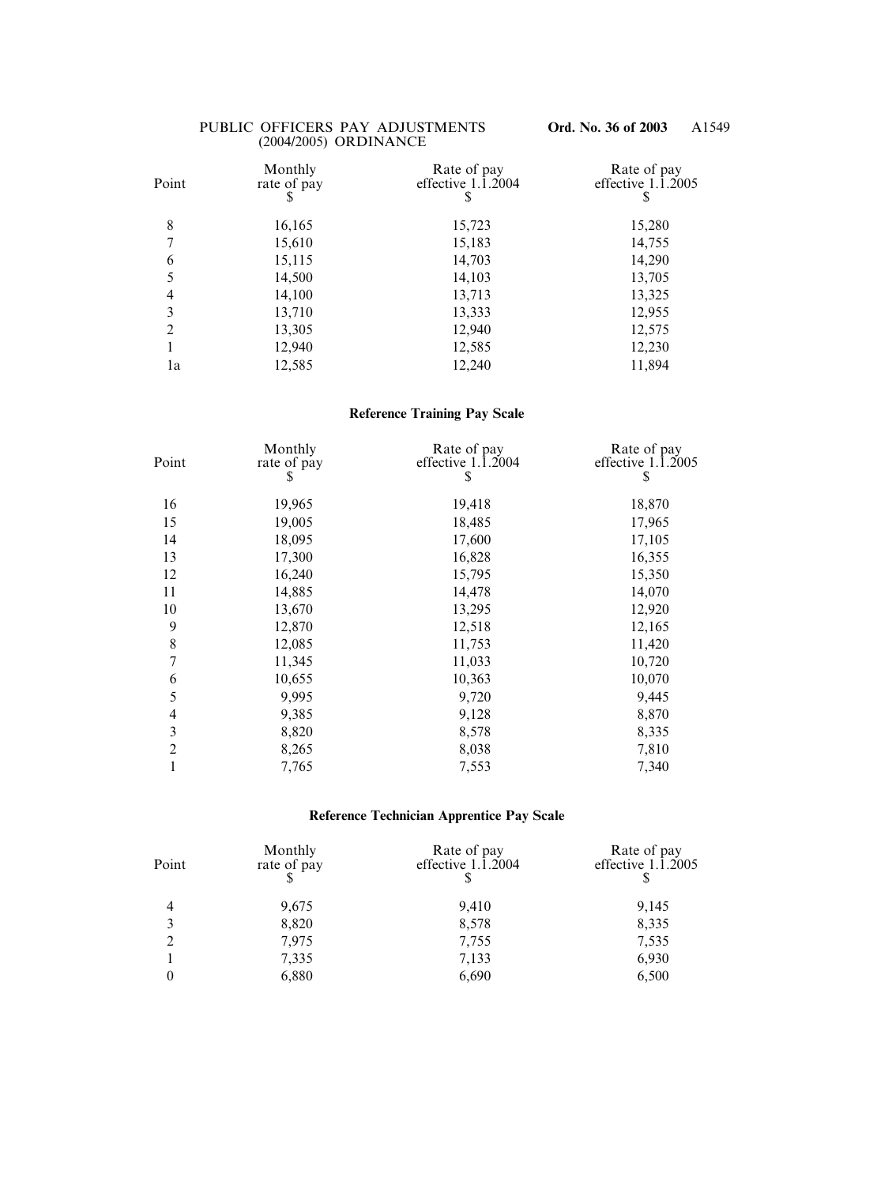| Point | Monthly rate of pay $ | Rate of pay effective 1.1.2004 $ | Rate of pay effective 1.1.2005 $ |
|---|---|---|---|
| 8 | 16,165 | 15,723 | 15,280 |
| 7 | 15,610 | 15,183 | 14,755 |
| 6 | 15,115 | 14,703 | 14,290 |
| 5 | 14,500 | 14,103 | 13,705 |
| 4 | 14,100 | 13,713 | 13,325 |
| 3 | 13,710 | 13,333 | 12,955 |
| 2 | 13,305 | 12,940 | 12,575 |
| 1 | 12,940 | 12,585 | 12,230 |
| 1a | 12,585 | 12,240 | 11,894 |

**Reference Training Pay Scale**

| Point | Monthly rate of pay $ | Rate of pay effective 1.1.2004 $ | Rate of pay effective 1.1.2005 $ |
|---|---|---|---|
| 16 | 19,965 | 19,418 | 18,870 |
| 15 | 19,005 | 18,485 | 17,965 |
| 14 | 18,095 | 17,600 | 17,105 |
| 13 | 17,300 | 16,828 | 16,355 |
| 12 | 16,240 | 15,795 | 15,350 |
| 11 | 14,885 | 14,478 | 14,070 |
| 10 | 13,670 | 13,295 | 12,920 |
| 9 | 12,870 | 12,518 | 12,165 |
| 8 | 12,085 | 11,753 | 11,420 |
| 7 | 11,345 | 11,033 | 10,720 |
| 6 | 10,655 | 10,363 | 10,070 |
| 5 | 9,995 | 9,720 | 9,445 |
| 4 | 9,385 | 9,128 | 8,870 |
| 3 | 8,820 | 8,578 | 8,335 |
| 2 | 8,265 | 8,038 | 7,810 |
| 1 | 7,765 | 7,553 | 7,340 |

**Reference Technician Apprentice Pay Scale**

| Point | Monthly rate of pay $ | Rate of pay effective 1.1.2004 $ | Rate of pay effective 1.1.2005 $ |
|---|---|---|---|
| 4 | 9,675 | 9,410 | 9,145 |
| 3 | 8,820 | 8,578 | 8,335 |
| 2 | 7,975 | 7,755 | 7,535 |
| 1 | 7,335 | 7,133 | 6,930 |
| 0 | 6,880 | 6,690 | 6,500 |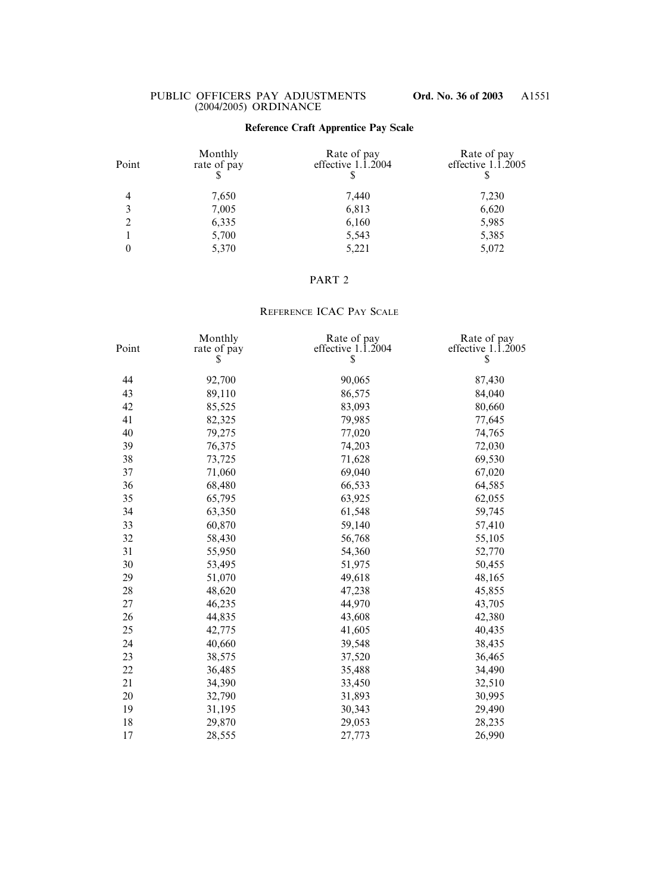**Reference Craft Apprentice Pay Scale**

| Point | Monthly rate of pay $ | Rate of pay effective 1.1.2004 $ | Rate of pay effective 1.1.2005 $ |
|---|---|---|---|
| 4 | 7,650 | 7,440 | 7,230 |
| 3 | 7,005 | 6,813 | 6,620 |
| 2 | 6,335 | 6,160 | 5,985 |
| 1 | 5,700 | 5,543 | 5,385 |
| 0 | 5,370 | 5,221 | 5,072 |

PART 2

REFERENCE ICAC PAY SCALE

| Point | Monthly rate of pay $ | Rate of pay effective 1.1.2004 $ | Rate of pay effective 1.1.2005 $ |
|---|---|---|---|
| 44 | 92,700 | 90,065 | 87,430 |
| 43 | 89,110 | 86,575 | 84,040 |
| 42 | 85,525 | 83,093 | 80,660 |
| 41 | 82,325 | 79,985 | 77,645 |
| 40 | 79,275 | 77,020 | 74,765 |
| 39 | 76,375 | 74,203 | 72,030 |
| 38 | 73,725 | 71,628 | 69,530 |
| 37 | 71,060 | 69,040 | 67,020 |
| 36 | 68,480 | 66,533 | 64,585 |
| 35 | 65,795 | 63,925 | 62,055 |
| 34 | 63,350 | 61,548 | 59,745 |
| 33 | 60,870 | 59,140 | 57,410 |
| 32 | 58,430 | 56,768 | 55,105 |
| 31 | 55,950 | 54,360 | 52,770 |
| 30 | 53,495 | 51,975 | 50,455 |
| 29 | 51,070 | 49,618 | 48,165 |
| 28 | 48,620 | 47,238 | 45,855 |
| 27 | 46,235 | 44,970 | 43,705 |
| 26 | 44,835 | 43,608 | 42,380 |
| 25 | 42,775 | 41,605 | 40,435 |
| 24 | 40,660 | 39,548 | 38,435 |
| 23 | 38,575 | 37,520 | 36,465 |
| 22 | 36,485 | 35,488 | 34,490 |
| 21 | 34,390 | 33,450 | 32,510 |
| 20 | 32,790 | 31,893 | 30,995 |
| 19 | 31,195 | 30,343 | 29,490 |
| 18 | 29,870 | 29,053 | 28,235 |
| 17 | 28,555 | 27,773 | 26,990 |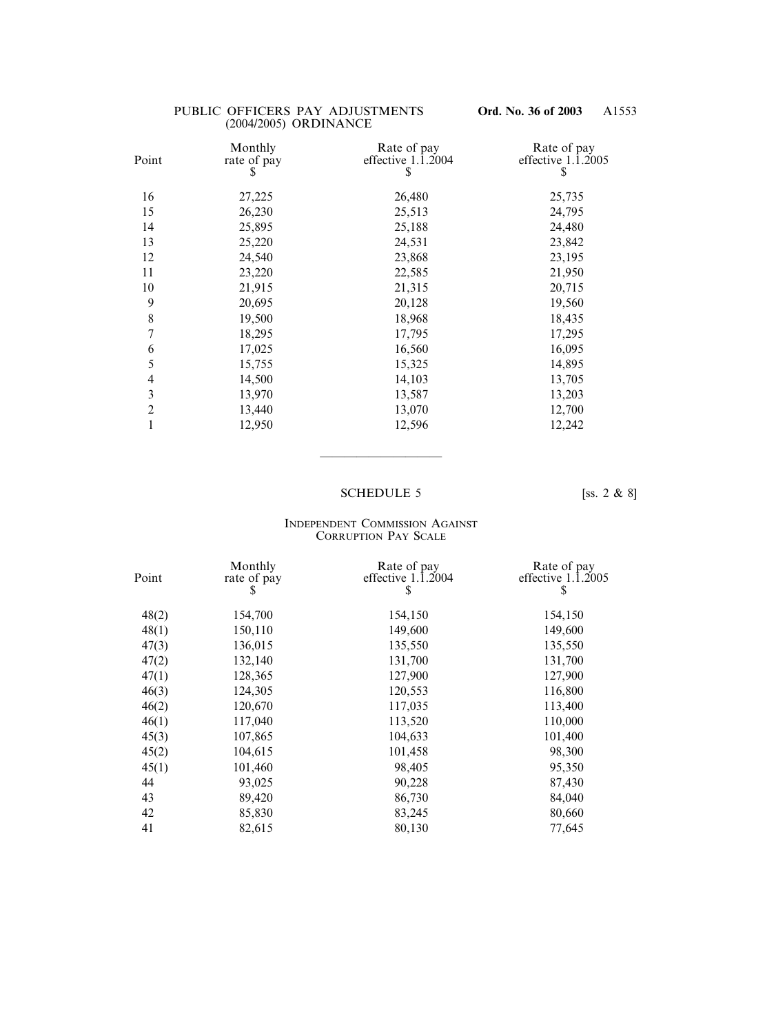| Point | Monthly rate of pay $ | Rate of pay effective 1.1.2004 $ | Rate of pay effective 1.1.2005 $ |
|---|---|---|---|
| 16 | 27,225 | 26,480 | 25,735 |
| 15 | 26,230 | 25,513 | 24,795 |
| 14 | 25,895 | 25,188 | 24,480 |
| 13 | 25,220 | 24,531 | 23,842 |
| 12 | 24,540 | 23,868 | 23,195 |
| 11 | 23,220 | 22,585 | 21,950 |
| 10 | 21,915 | 21,315 | 20,715 |
| 9 | 20,695 | 20,128 | 19,560 |
| 8 | 19,500 | 18,968 | 18,435 |
| 7 | 18,295 | 17,795 | 17,295 |
| 6 | 17,025 | 16,560 | 16,095 |
| 5 | 15,755 | 15,325 | 14,895 |
| 4 | 14,500 | 14,103 | 13,705 |
| 3 | 13,970 | 13,587 | 13,203 |
| 2 | 13,440 | 13,070 | 12,700 |
| 1 | 12,950 | 12,596 | 12,242 |

---

## SCHEDULE 5

[ss. 2 & 8]

### Independent Commission Against Corruption Pay Scale

| Point | Monthly rate of pay $ | Rate of pay effective 1.1.2004 $ | Rate of pay effective 1.1.2005 $ |
|---|---|---|---|
| 48(2) | 154,700 | 154,150 | 154,150 |
| 48(1) | 150,110 | 149,600 | 149,600 |
| 47(3) | 136,015 | 135,550 | 135,550 |
| 47(2) | 132,140 | 131,700 | 131,700 |
| 47(1) | 128,365 | 127,900 | 127,900 |
| 46(3) | 124,305 | 120,553 | 116,800 |
| 46(2) | 120,670 | 117,035 | 113,400 |
| 46(1) | 117,040 | 113,520 | 110,000 |
| 45(3) | 107,865 | 104,633 | 101,400 |
| 45(2) | 104,615 | 101,458 | 98,300 |
| 45(1) | 101,460 | 98,405 | 95,350 |
| 44 | 93,025 | 90,228 | 87,430 |
| 43 | 89,420 | 86,730 | 84,040 |
| 42 | 85,830 | 83,245 | 80,660 |
| 41 | 82,615 | 80,130 | 77,645 |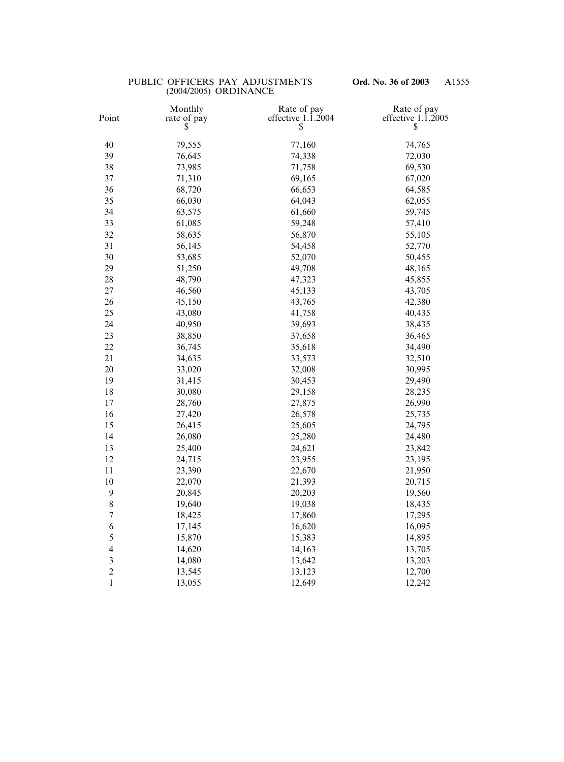| Point | Monthly rate of pay $ | Rate of pay effective 1.1.2004 $ | Rate of pay effective 1.1.2005 $ |
|---|---|---|---|
| 40 | 79,555 | 77,160 | 74,765 |
| 39 | 76,645 | 74,338 | 72,030 |
| 38 | 73,985 | 71,758 | 69,530 |
| 37 | 71,310 | 69,165 | 67,020 |
| 36 | 68,720 | 66,653 | 64,585 |
| 35 | 66,030 | 64,043 | 62,055 |
| 34 | 63,575 | 61,660 | 59,745 |
| 33 | 61,085 | 59,248 | 57,410 |
| 32 | 58,635 | 56,870 | 55,105 |
| 31 | 56,145 | 54,458 | 52,770 |
| 30 | 53,685 | 52,070 | 50,455 |
| 29 | 51,250 | 49,708 | 48,165 |
| 28 | 48,790 | 47,323 | 45,855 |
| 27 | 46,560 | 45,133 | 43,705 |
| 26 | 45,150 | 43,765 | 42,380 |
| 25 | 43,080 | 41,758 | 40,435 |
| 24 | 40,950 | 39,693 | 38,435 |
| 23 | 38,850 | 37,658 | 36,465 |
| 22 | 36,745 | 35,618 | 34,490 |
| 21 | 34,635 | 33,573 | 32,510 |
| 20 | 33,020 | 32,008 | 30,995 |
| 19 | 31,415 | 30,453 | 29,490 |
| 18 | 30,080 | 29,158 | 28,235 |
| 17 | 28,760 | 27,875 | 26,990 |
| 16 | 27,420 | 26,578 | 25,735 |
| 15 | 26,415 | 25,605 | 24,795 |
| 14 | 26,080 | 25,280 | 24,480 |
| 13 | 25,400 | 24,621 | 23,842 |
| 12 | 24,715 | 23,955 | 23,195 |
| 11 | 23,390 | 22,670 | 21,950 |
| 10 | 22,070 | 21,393 | 20,715 |
| 9 | 20,845 | 20,203 | 19,560 |
| 8 | 19,640 | 19,038 | 18,435 |
| 7 | 18,425 | 17,860 | 17,295 |
| 6 | 17,145 | 16,620 | 16,095 |
| 5 | 15,870 | 15,383 | 14,895 |
| 4 | 14,620 | 14,163 | 13,705 |
| 3 | 14,080 | 13,642 | 13,203 |
| 2 | 13,545 | 13,123 | 12,700 |
| 1 | 13,055 | 12,649 | 12,242 |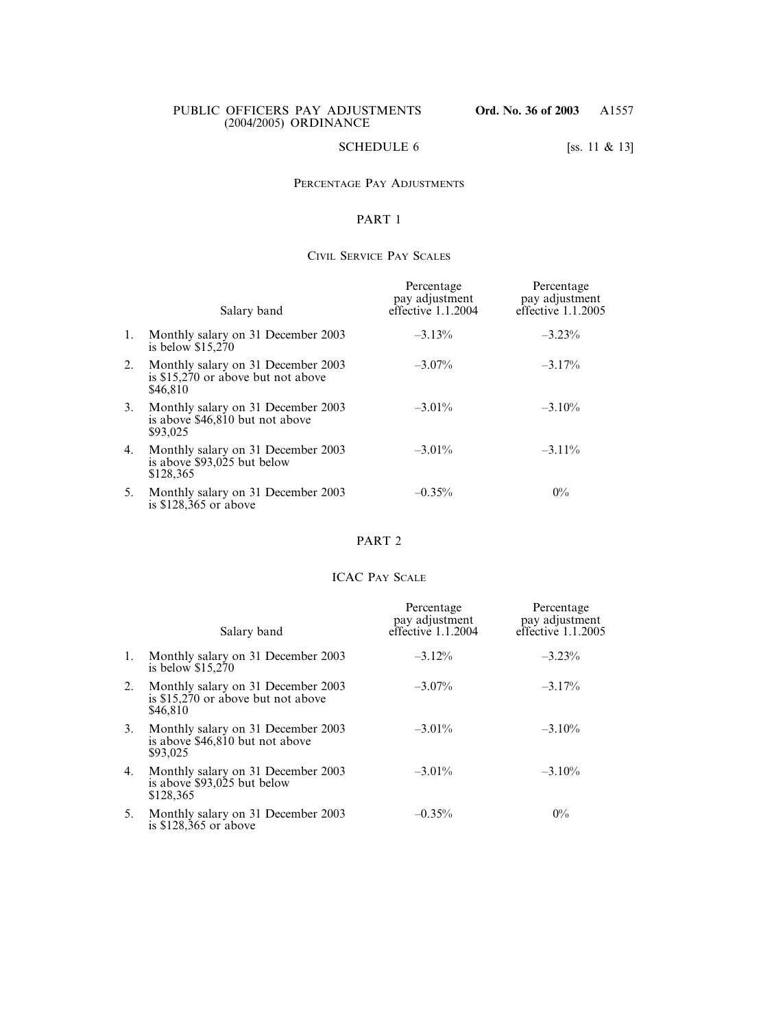## SCHEDULE 6 [ss. 11 & 13]

### Percentage Pay Adjustments

### PART 1

#### Civil Service Pay Scales

| | Salary band | Percentage pay adjustment effective 1.1.2004 | Percentage pay adjustment effective 1.1.2005 |
|---|---|---|---|
| 1. | Monthly salary on 31 December 2003 is below $15,270 | –3.13% | –3.23% |
| 2. | Monthly salary on 31 December 2003 is $15,270 or above but not above $46,810 | –3.07% | –3.17% |
| 3. | Monthly salary on 31 December 2003 is above $46,810 but not above $93,025 | –3.01% | –3.10% |
| 4. | Monthly salary on 31 December 2003 is above $93,025 but below $128,365 | –3.01% | –3.11% |
| 5. | Monthly salary on 31 December 2003 is $128,365 or above | –0.35% | 0% |

### PART 2

#### ICAC Pay Scale

| | Salary band | Percentage pay adjustment effective 1.1.2004 | Percentage pay adjustment effective 1.1.2005 |
|---|---|---|---|
| 1. | Monthly salary on 31 December 2003 is below $15,270 | –3.12% | –3.23% |
| 2. | Monthly salary on 31 December 2003 is $15,270 or above but not above $46,810 | –3.07% | –3.17% |
| 3. | Monthly salary on 31 December 2003 is above $46,810 but not above $93,025 | –3.01% | –3.10% |
| 4. | Monthly salary on 31 December 2003 is above $93,025 but below $128,365 | –3.01% | –3.10% |
| 5. | Monthly salary on 31 December 2003 is $128,365 or above | –0.35% | 0% |